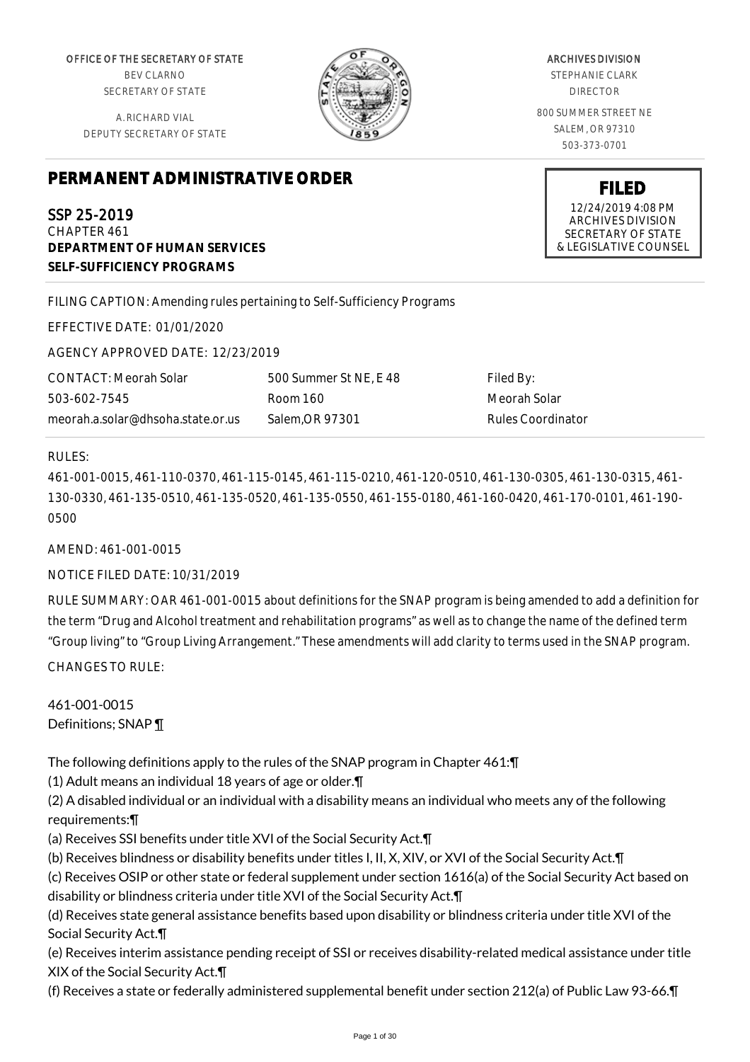OFFICE OF THE SECRETARY OF STATE
BEV CLARNO
SECRETARY OF STATE

A. RICHARD VIAL
DEPUTY SECRETARY OF STATE

ARCHIVES DIVISION
STEPHANIE CLARK
DIRECTOR

800 SUMMER STREET NE
SALEM, OR 97310
503-373-0701

# PERMANENT ADMINISTRATIVE ORDER

**FILED**
12/24/2019 4:08 PM
ARCHIVES DIVISION
SECRETARY OF STATE
& LEGISLATIVE COUNSEL

SSP 25-2019
CHAPTER 461
**DEPARTMENT OF HUMAN SERVICES**
**SELF-SUFFICIENCY PROGRAMS**

FILING CAPTION: Amending rules pertaining to Self-Sufficiency Programs

EFFECTIVE DATE: 01/01/2020

AGENCY APPROVED DATE: 12/23/2019

| CONTACT: Meorah Solar | 500 Summer St NE, E 48 | Filed By: |
|---|---|---|
| 503-602-7545 | Room 160 | Meorah Solar |
| meorah.a.solar@dhsoha.state.or.us | Salem,OR 97301 | Rules Coordinator |

RULES:

461-001-0015, 461-110-0370, 461-115-0145, 461-115-0210, 461-120-0510, 461-130-0305, 461-130-0315, 461-130-0330, 461-135-0510, 461-135-0520, 461-135-0550, 461-155-0180, 461-160-0420, 461-170-0101, 461-190-0500

AMEND: 461-001-0015

NOTICE FILED DATE: 10/31/2019

RULE SUMMARY: OAR 461-001-0015 about definitions for the SNAP program is being amended to add a definition for the term "Drug and Alcohol treatment and rehabilitation programs" as well as to change the name of the defined term "Group living" to "Group Living Arrangement." These amendments will add clarity to terms used in the SNAP program.

CHANGES TO RULE:

461-001-0015
Definitions; SNAP ¶

The following definitions apply to the rules of the SNAP program in Chapter 461:¶
(1) Adult means an individual 18 years of age or older.¶
(2) A disabled individual or an individual with a disability means an individual who meets any of the following requirements:¶
(a) Receives SSI benefits under title XVI of the Social Security Act.¶
(b) Receives blindness or disability benefits under titles I, II, X, XIV, or XVI of the Social Security Act.¶
(c) Receives OSIP or other state or federal supplement under section 1616(a) of the Social Security Act based on disability or blindness criteria under title XVI of the Social Security Act.¶
(d) Receives state general assistance benefits based upon disability or blindness criteria under title XVI of the Social Security Act.¶
(e) Receives interim assistance pending receipt of SSI or receives disability-related medical assistance under title XIX of the Social Security Act.¶
(f) Receives a state or federally administered supplemental benefit under section 212(a) of Public Law 93-66.¶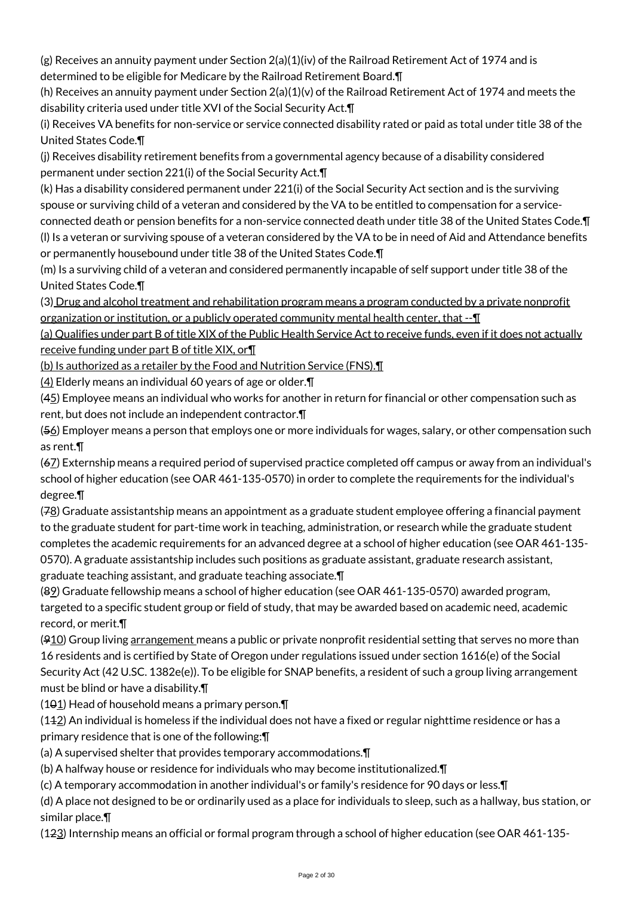(g) Receives an annuity payment under Section 2(a)(1)(iv) of the Railroad Retirement Act of 1974 and is determined to be eligible for Medicare by the Railroad Retirement Board.¶

(h) Receives an annuity payment under Section 2(a)(1)(v) of the Railroad Retirement Act of 1974 and meets the disability criteria used under title XVI of the Social Security Act.¶

(i) Receives VA benefits for non-service or service connected disability rated or paid as total under title 38 of the United States Code.¶

(j) Receives disability retirement benefits from a governmental agency because of a disability considered permanent under section 221(i) of the Social Security Act.¶

(k) Has a disability considered permanent under 221(i) of the Social Security Act section and is the surviving spouse or surviving child of a veteran and considered by the VA to be entitled to compensation for a service-connected death or pension benefits for a non-service connected death under title 38 of the United States Code.¶

(l) Is a veteran or surviving spouse of a veteran considered by the VA to be in need of Aid and Attendance benefits or permanently housebound under title 38 of the United States Code.¶

(m) Is a surviving child of a veteran and considered permanently incapable of self support under title 38 of the United States Code.¶

(3) Drug and alcohol treatment and rehabilitation program means a program conducted by a private nonprofit organization or institution, or a publicly operated community mental health center, that --¶

(a) Qualifies under part B of title XIX of the Public Health Service Act to receive funds, even if it does not actually receive funding under part B of title XIX, or¶

(b) Is authorized as a retailer by the Food and Nutrition Service (FNS).¶

(4) Elderly means an individual 60 years of age or older.¶

(45) Employee means an individual who works for another in return for financial or other compensation such as rent, but does not include an independent contractor.¶

(56) Employer means a person that employs one or more individuals for wages, salary, or other compensation such as rent.¶

(67) Externship means a required period of supervised practice completed off campus or away from an individual's school of higher education (see OAR 461-135-0570) in order to complete the requirements for the individual's degree.¶

(78) Graduate assistantship means an appointment as a graduate student employee offering a financial payment to the graduate student for part-time work in teaching, administration, or research while the graduate student completes the academic requirements for an advanced degree at a school of higher education (see OAR 461-135-0570). A graduate assistantship includes such positions as graduate assistant, graduate research assistant, graduate teaching assistant, and graduate teaching associate.¶

(89) Graduate fellowship means a school of higher education (see OAR 461-135-0570) awarded program, targeted to a specific student group or field of study, that may be awarded based on academic need, academic record, or merit.¶

(910) Group living arrangement means a public or private nonprofit residential setting that serves no more than 16 residents and is certified by State of Oregon under regulations issued under section 1616(e) of the Social Security Act (42 U.SC. 1382e(e)). To be eligible for SNAP benefits, a resident of such a group living arrangement must be blind or have a disability.¶

(101) Head of household means a primary person.¶

(112) An individual is homeless if the individual does not have a fixed or regular nighttime residence or has a primary residence that is one of the following:¶

(a) A supervised shelter that provides temporary accommodations.¶

(b) A halfway house or residence for individuals who may become institutionalized.¶

(c) A temporary accommodation in another individual's or family's residence for 90 days or less.¶

(d) A place not designed to be or ordinarily used as a place for individuals to sleep, such as a hallway, bus station, or similar place.¶

(123) Internship means an official or formal program through a school of higher education (see OAR 461-135-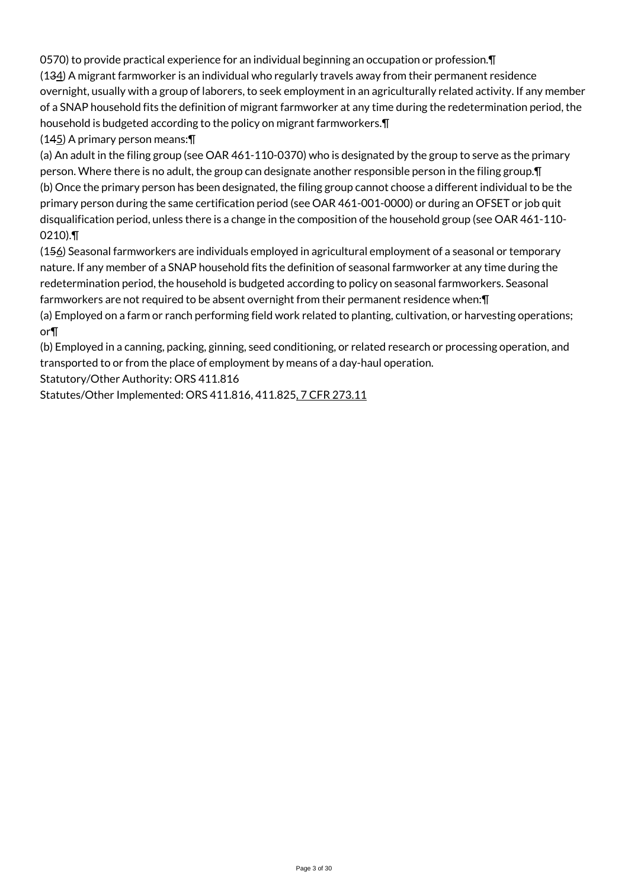0570) to provide practical experience for an individual beginning an occupation or profession.¶

(1~~3~~4) A migrant farmworker is an individual who regularly travels away from their permanent residence overnight, usually with a group of laborers, to seek employment in an agriculturally related activity. If any member of a SNAP household fits the definition of migrant farmworker at any time during the redetermination period, the household is budgeted according to the policy on migrant farmworkers.¶

(1~~4~~5) A primary person means:¶

(a) An adult in the filing group (see OAR 461-110-0370) who is designated by the group to serve as the primary person. Where there is no adult, the group can designate another responsible person in the filing group.¶

(b) Once the primary person has been designated, the filing group cannot choose a different individual to be the primary person during the same certification period (see OAR 461-001-0000) or during an OFSET or job quit disqualification period, unless there is a change in the composition of the household group (see OAR 461-110-0210).¶

(1~~5~~6) Seasonal farmworkers are individuals employed in agricultural employment of a seasonal or temporary nature. If any member of a SNAP household fits the definition of seasonal farmworker at any time during the redetermination period, the household is budgeted according to policy on seasonal farmworkers. Seasonal farmworkers are not required to be absent overnight from their permanent residence when:¶

(a) Employed on a farm or ranch performing field work related to planting, cultivation, or harvesting operations; or¶

(b) Employed in a canning, packing, ginning, seed conditioning, or related research or processing operation, and transported to or from the place of employment by means of a day-haul operation.

Statutory/Other Authority: ORS 411.816

Statutes/Other Implemented: ORS 411.816, 411.825, 7 CFR 273.11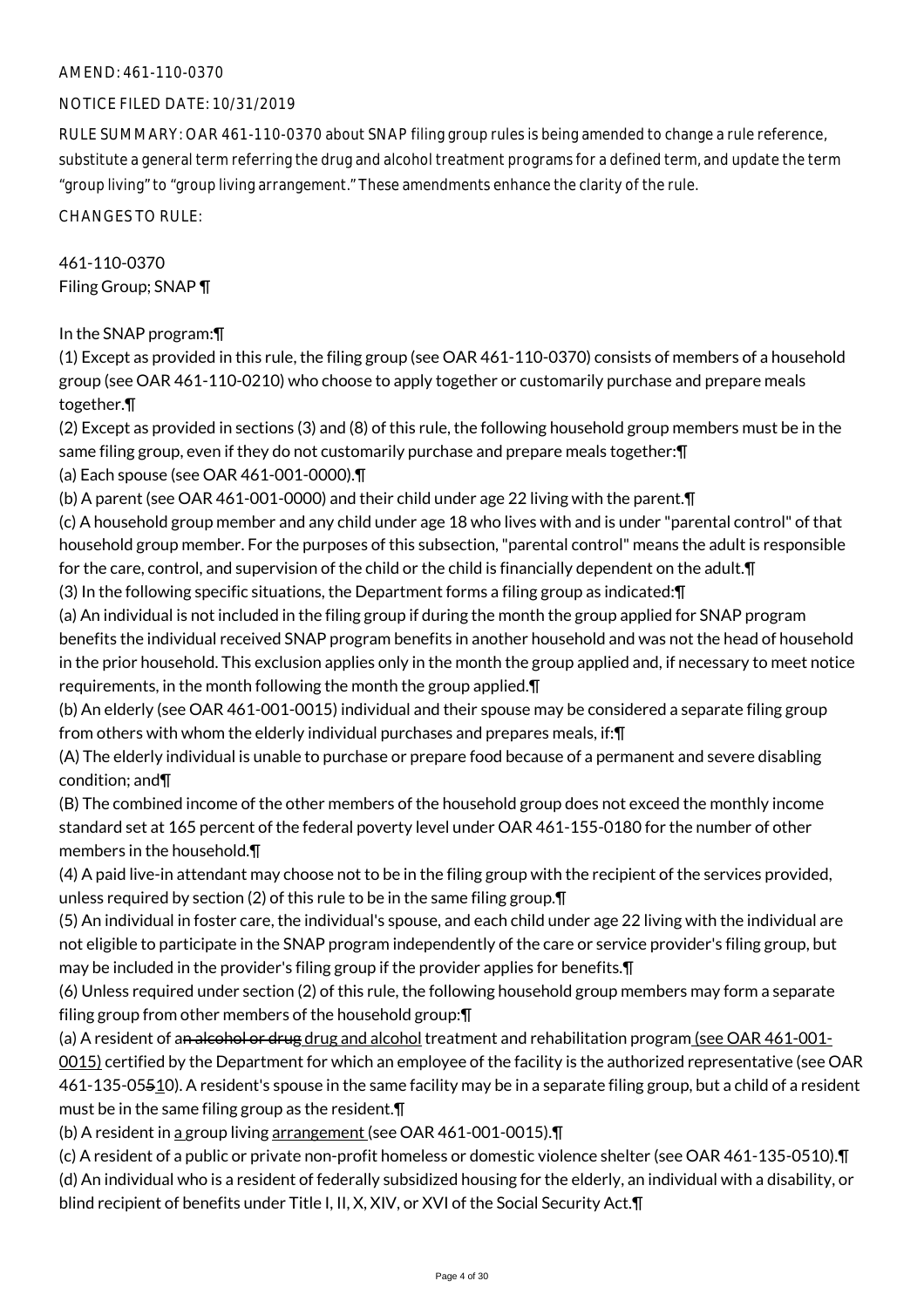AMEND: 461-110-0370

NOTICE FILED DATE: 10/31/2019

RULE SUMMARY: OAR 461-110-0370 about SNAP filing group rules is being amended to change a rule reference, substitute a general term referring the drug and alcohol treatment programs for a defined term, and update the term "group living" to "group living arrangement." These amendments enhance the clarity of the rule.

CHANGES TO RULE:

461-110-0370
Filing Group; SNAP ¶

In the SNAP program:¶

(1) Except as provided in this rule, the filing group (see OAR 461-110-0370) consists of members of a household group (see OAR 461-110-0210) who choose to apply together or customarily purchase and prepare meals together.¶

(2) Except as provided in sections (3) and (8) of this rule, the following household group members must be in the same filing group, even if they do not customarily purchase and prepare meals together:¶

(a) Each spouse (see OAR 461-001-0000).¶

(b) A parent (see OAR 461-001-0000) and their child under age 22 living with the parent.¶

(c) A household group member and any child under age 18 who lives with and is under "parental control" of that household group member. For the purposes of this subsection, "parental control" means the adult is responsible for the care, control, and supervision of the child or the child is financially dependent on the adult.¶

(3) In the following specific situations, the Department forms a filing group as indicated:¶

(a) An individual is not included in the filing group if during the month the group applied for SNAP program benefits the individual received SNAP program benefits in another household and was not the head of household in the prior household. This exclusion applies only in the month the group applied and, if necessary to meet notice requirements, in the month following the month the group applied.¶

(b) An elderly (see OAR 461-001-0015) individual and their spouse may be considered a separate filing group from others with whom the elderly individual purchases and prepares meals, if:¶

(A) The elderly individual is unable to purchase or prepare food because of a permanent and severe disabling condition; and¶

(B) The combined income of the other members of the household group does not exceed the monthly income standard set at 165 percent of the federal poverty level under OAR 461-155-0180 for the number of other members in the household.¶

(4) A paid live-in attendant may choose not to be in the filing group with the recipient of the services provided, unless required by section (2) of this rule to be in the same filing group.¶

(5) An individual in foster care, the individual's spouse, and each child under age 22 living with the individual are not eligible to participate in the SNAP program independently of the care or service provider's filing group, but may be included in the provider's filing group if the provider applies for benefits.¶

(6) Unless required under section (2) of this rule, the following household group members may form a separate filing group from other members of the household group:¶

(a) A resident of a~~n alcohol or drug~~ drug and alcohol treatment and rehabilitation program (see OAR 461-001-0015) certified by the Department for which an employee of the facility is the authorized representative (see OAR 461-135-05~~5~~10). A resident's spouse in the same facility may be in a separate filing group, but a child of a resident must be in the same filing group as the resident.¶

(b) A resident in a group living arrangement (see OAR 461-001-0015).¶

(c) A resident of a public or private non-profit homeless or domestic violence shelter (see OAR 461-135-0510).¶

(d) An individual who is a resident of federally subsidized housing for the elderly, an individual with a disability, or blind recipient of benefits under Title I, II, X, XIV, or XVI of the Social Security Act.¶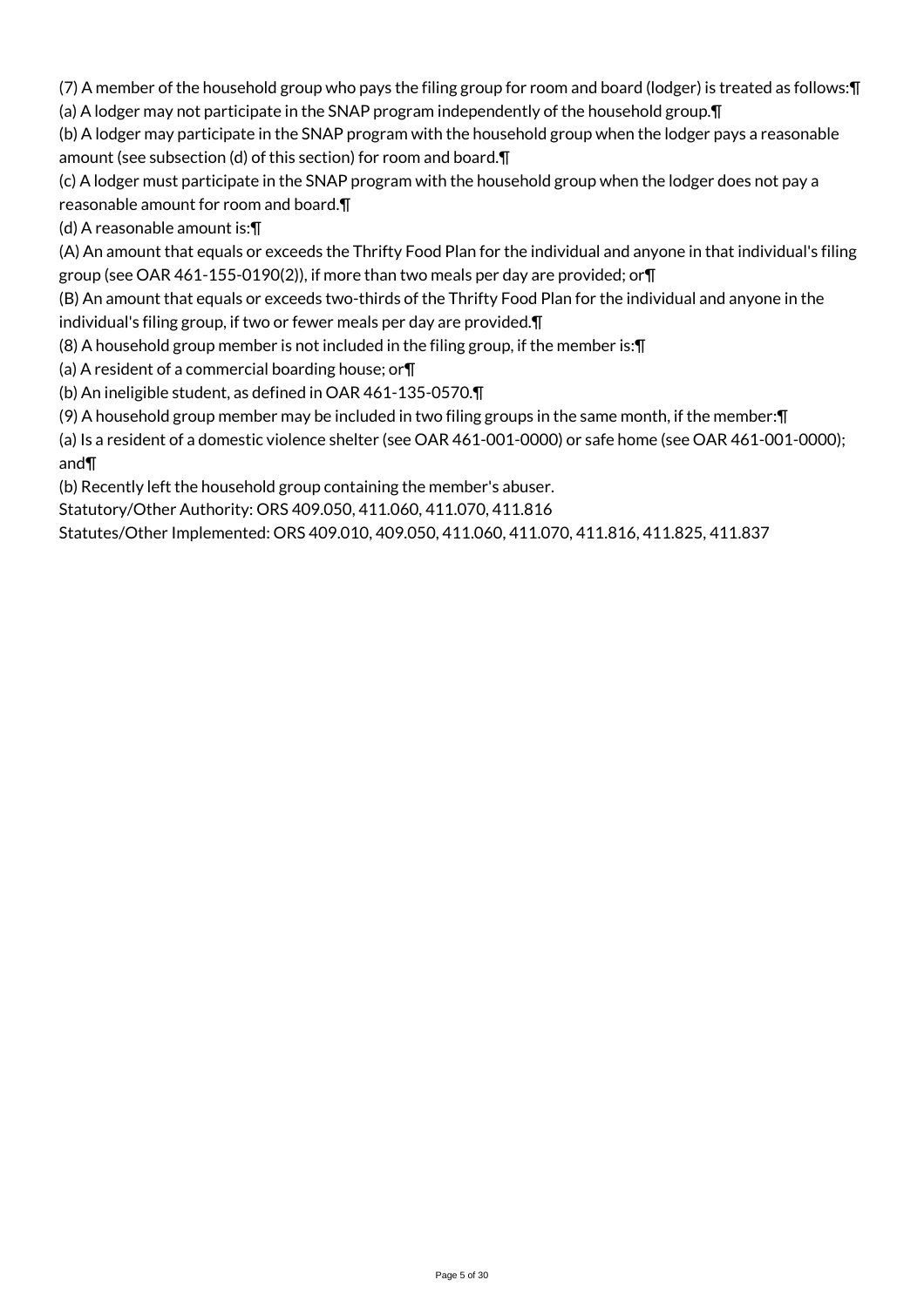(7) A member of the household group who pays the filing group for room and board (lodger) is treated as follows:¶
(a) A lodger may not participate in the SNAP program independently of the household group.¶
(b) A lodger may participate in the SNAP program with the household group when the lodger pays a reasonable amount (see subsection (d) of this section) for room and board.¶
(c) A lodger must participate in the SNAP program with the household group when the lodger does not pay a reasonable amount for room and board.¶
(d) A reasonable amount is:¶
(A) An amount that equals or exceeds the Thrifty Food Plan for the individual and anyone in that individual's filing group (see OAR 461-155-0190(2)), if more than two meals per day are provided; or¶
(B) An amount that equals or exceeds two-thirds of the Thrifty Food Plan for the individual and anyone in the individual's filing group, if two or fewer meals per day are provided.¶
(8) A household group member is not included in the filing group, if the member is:¶
(a) A resident of a commercial boarding house; or¶
(b) An ineligible student, as defined in OAR 461-135-0570.¶
(9) A household group member may be included in two filing groups in the same month, if the member:¶
(a) Is a resident of a domestic violence shelter (see OAR 461-001-0000) or safe home (see OAR 461-001-0000); and¶
(b) Recently left the household group containing the member's abuser.
Statutory/Other Authority: ORS 409.050, 411.060, 411.070, 411.816
Statutes/Other Implemented: ORS 409.010, 409.050, 411.060, 411.070, 411.816, 411.825, 411.837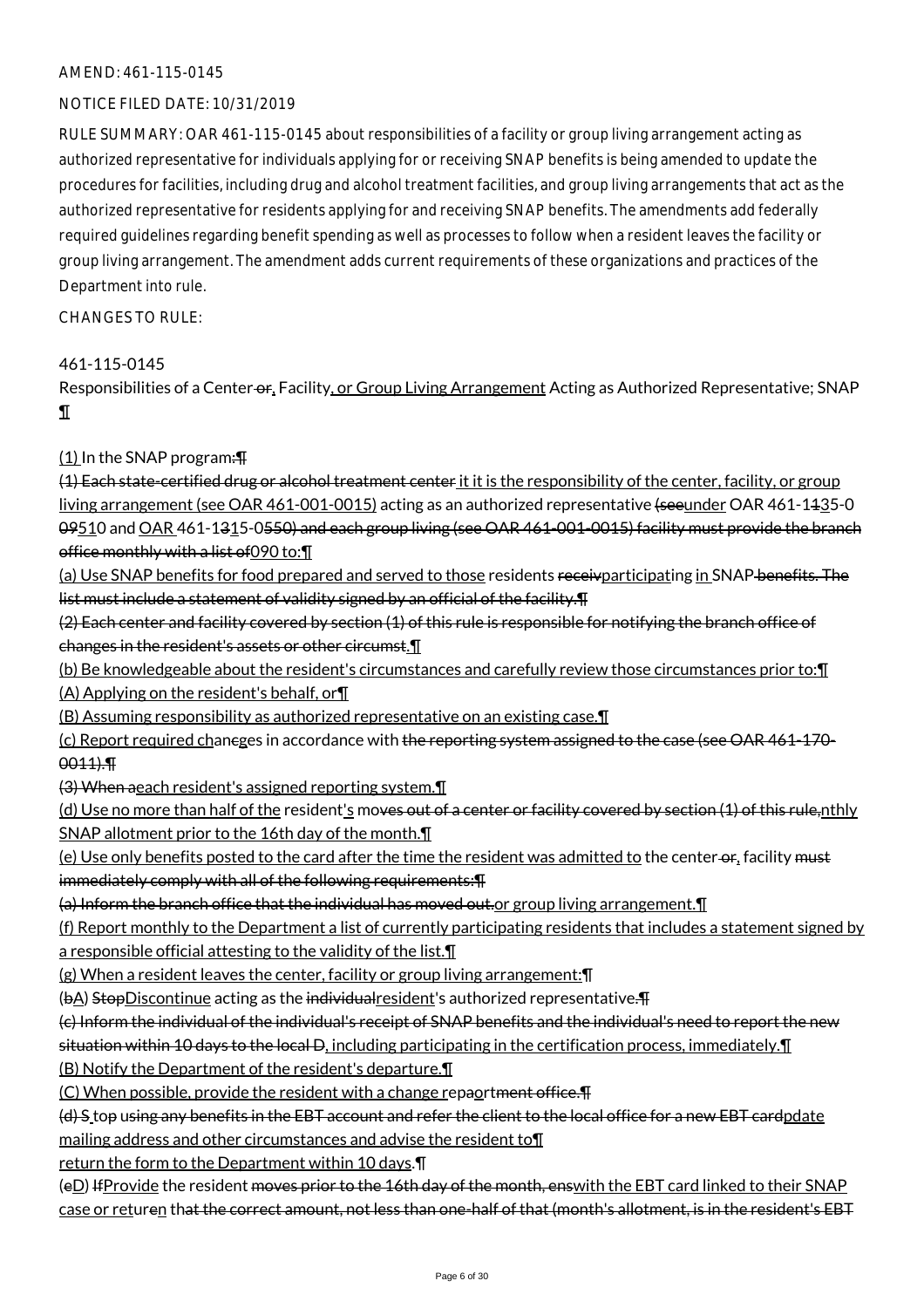AMEND: 461-115-0145

NOTICE FILED DATE: 10/31/2019

RULE SUMMARY: OAR 461-115-0145 about responsibilities of a facility or group living arrangement acting as authorized representative for individuals applying for or receiving SNAP benefits is being amended to update the procedures for facilities, including drug and alcohol treatment facilities, and group living arrangements that act as the authorized representative for residents applying for and receiving SNAP benefits. The amendments add federally required guidelines regarding benefit spending as well as processes to follow when a resident leaves the facility or group living arrangement. The amendment adds current requirements of these organizations and practices of the Department into rule.

CHANGES TO RULE:

461-115-0145

Responsibilities of a Center or, Facility, or Group Living Arrangement Acting as Authorized Representative; SNAP ¶

(1) In the SNAP program:¶

(1) Each state-certified drug or alcohol treatment center it it is the responsibility of the center, facility, or group living arrangement (see OAR 461-001-0015) acting as an authorized representative (seeunder OAR 461-1135-0 09510 and OAR 461-1315-0550) and each group living (see OAR 461-001-0015) facility must provide the branch office monthly with a list of090 to:¶

(a) Use SNAP benefits for food prepared and served to those residents receivparticipating in SNAP benefits. The list must include a statement of validity signed by an official of the facility.¶

(2) Each center and facility covered by section (1) of this rule is responsible for notifying the branch office of changes in the resident's assets or other circumst.¶

(b) Be knowledgeable about the resident's circumstances and carefully review those circumstances prior to:¶

(A) Applying on the resident's behalf, or¶

(B) Assuming responsibility as authorized representative on an existing case.¶

(c) Report required chanceges in accordance with the reporting system assigned to the case (see OAR 461-170-0011).¶

(3) When aeach resident's assigned reporting system.¶

(d) Use no more than half of the resident's moves out of a center or facility covered by section (1) of this rule,nthly SNAP allotment prior to the 16th day of the month.¶

(e) Use only benefits posted to the card after the time the resident was admitted to the center or, facility must immediately comply with all of the following requirements:¶

(a) Inform the branch office that the individual has moved out.or group living arrangement.¶

(f) Report monthly to the Department a list of currently participating residents that includes a statement signed by a responsible official attesting to the validity of the list.¶

(g) When a resident leaves the center, facility or group living arrangement:¶

(bA) StopDiscontinue acting as the individualresident's authorized representative.¶

(c) Inform the individual of the individual's receipt of SNAP benefits and the individual's need to report the new situation within 10 days to the local D, including participating in the certification process, immediately.¶

(B) Notify the Department of the resident's departure.¶

(C) When possible, provide the resident with a change repaortment office.¶

(d) S top using any benefits in the EBT account and refer the client to the local office for a new EBT cardpdate mailing address and other circumstances and advise the resident to¶

return the form to the Department within 10 days.¶

(eD) IfProvide the resident moves prior to the 16th day of the month, enswith the EBT card linked to their SNAP case or returen that the correct amount, not less than one-half of that (month's allotment, is in the resident's EBT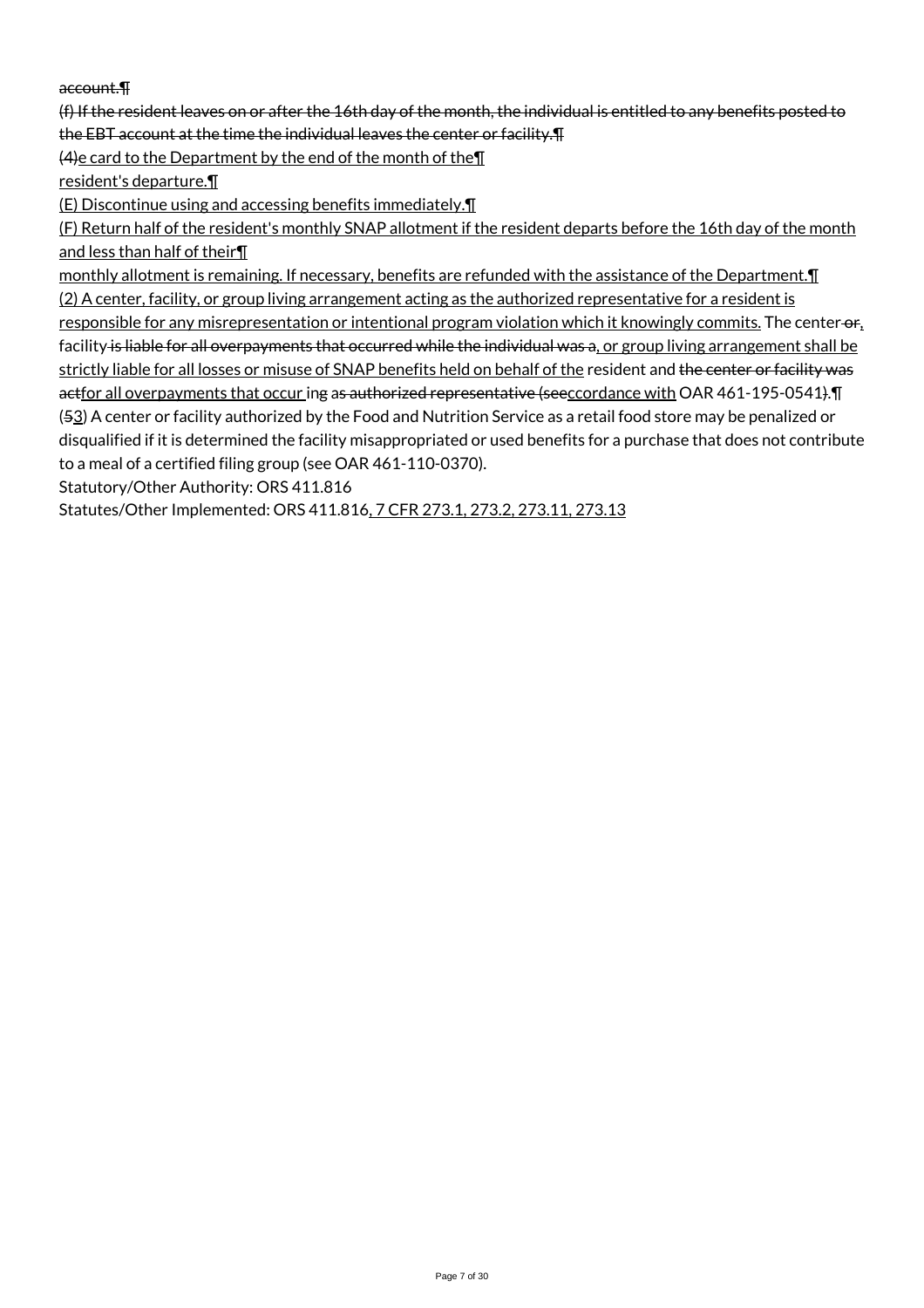account.¶

(f) If the resident leaves on or after the 16th day of the month, the individual is entitled to any benefits posted to the EBT account at the time the individual leaves the center or facility.¶

(4)e card to the Department by the end of the month of the¶

resident's departure.¶

(E) Discontinue using and accessing benefits immediately.¶

(F) Return half of the resident's monthly SNAP allotment if the resident departs before the 16th day of the month and less than half of their¶

monthly allotment is remaining. If necessary, benefits are refunded with the assistance of the Department.¶

(2) A center, facility, or group living arrangement acting as the authorized representative for a resident is responsible for any misrepresentation or intentional program violation which it knowingly commits. The center or, facility is liable for all overpayments that occurred while the individual was a, or group living arrangement shall be strictly liable for all losses or misuse of SNAP benefits held on behalf of the resident and the center or facility was actfor all overpayments that occur ing as authorized representative (seeccordance with OAR 461-195-0541).¶

(53) A center or facility authorized by the Food and Nutrition Service as a retail food store may be penalized or disqualified if it is determined the facility misappropriated or used benefits for a purchase that does not contribute to a meal of a certified filing group (see OAR 461-110-0370).

Statutory/Other Authority: ORS 411.816

Statutes/Other Implemented: ORS 411.816, 7 CFR 273.1, 273.2, 273.11, 273.13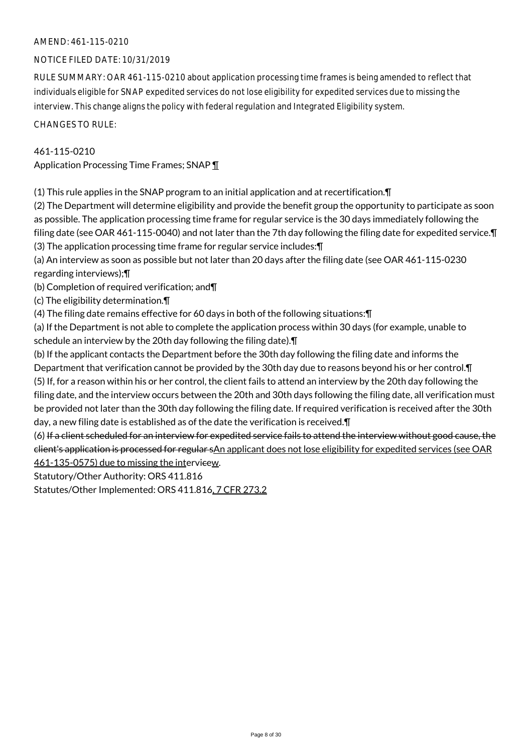AMEND: 461-115-0210

NOTICE FILED DATE: 10/31/2019

RULE SUMMARY: OAR 461-115-0210 about application processing time frames is being amended to reflect that individuals eligible for SNAP expedited services do not lose eligibility for expedited services due to missing the interview. This change aligns the policy with federal regulation and Integrated Eligibility system.

CHANGES TO RULE:

461-115-0210
Application Processing Time Frames; SNAP ¶

(1) This rule applies in the SNAP program to an initial application and at recertification.¶
(2) The Department will determine eligibility and provide the benefit group the opportunity to participate as soon as possible. The application processing time frame for regular service is the 30 days immediately following the filing date (see OAR 461-115-0040) and not later than the 7th day following the filing date for expedited service.¶
(3) The application processing time frame for regular service includes:¶
(a) An interview as soon as possible but not later than 20 days after the filing date (see OAR 461-115-0230 regarding interviews);¶
(b) Completion of required verification; and¶
(c) The eligibility determination.¶
(4) The filing date remains effective for 60 days in both of the following situations:¶
(a) If the Department is not able to complete the application process within 30 days (for example, unable to schedule an interview by the 20th day following the filing date).¶
(b) If the applicant contacts the Department before the 30th day following the filing date and informs the Department that verification cannot be provided by the 30th day due to reasons beyond his or her control.¶
(5) If, for a reason within his or her control, the client fails to attend an interview by the 20th day following the filing date, and the interview occurs between the 20th and 30th days following the filing date, all verification must be provided not later than the 30th day following the filing date. If required verification is received after the 30th day, a new filing date is established as of the date the verification is received.¶
(6) ~~If a client scheduled for an interview for expedited service fails to attend the interview without good cause, the client's application is processed for regular s~~An applicant does not lose eligibility for expedited services (see OAR 461-135-0575) due to missing the inter~~vice~~ew.

Statutory/Other Authority: ORS 411.816

Statutes/Other Implemented: ORS 411.816, 7 CFR 273.2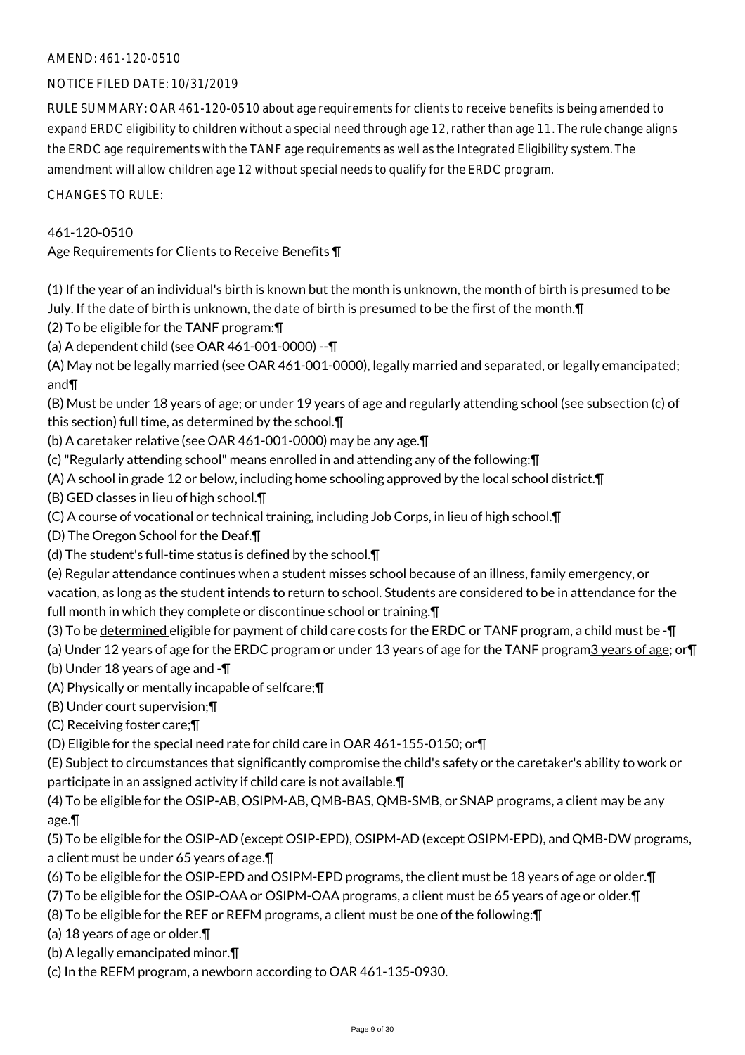AMEND: 461-120-0510

NOTICE FILED DATE: 10/31/2019

RULE SUMMARY: OAR 461-120-0510 about age requirements for clients to receive benefits is being amended to expand ERDC eligibility to children without a special need through age 12, rather than age 11. The rule change aligns the ERDC age requirements with the TANF age requirements as well as the Integrated Eligibility system. The amendment will allow children age 12 without special needs to qualify for the ERDC program.

CHANGES TO RULE:

461-120-0510
Age Requirements for Clients to Receive Benefits ¶

(1) If the year of an individual's birth is known but the month is unknown, the month of birth is presumed to be July. If the date of birth is unknown, the date of birth is presumed to be the first of the month.¶
(2) To be eligible for the TANF program:¶
(a) A dependent child (see OAR 461-001-0000) --¶
(A) May not be legally married (see OAR 461-001-0000), legally married and separated, or legally emancipated; and¶
(B) Must be under 18 years of age; or under 19 years of age and regularly attending school (see subsection (c) of this section) full time, as determined by the school.¶
(b) A caretaker relative (see OAR 461-001-0000) may be any age.¶
(c) "Regularly attending school" means enrolled in and attending any of the following:¶
(A) A school in grade 12 or below, including home schooling approved by the local school district.¶
(B) GED classes in lieu of high school.¶
(C) A course of vocational or technical training, including Job Corps, in lieu of high school.¶
(D) The Oregon School for the Deaf.¶
(d) The student's full-time status is defined by the school.¶
(e) Regular attendance continues when a student misses school because of an illness, family emergency, or vacation, as long as the student intends to return to school. Students are considered to be in attendance for the full month in which they complete or discontinue school or training.¶
(3) To be <u>determined</u> eligible for payment of child care costs for the ERDC or TANF program, a child must be -¶
(a) Under 1~~2 years of age for the ERDC program or under 13 years of age for the TANF program~~<u>3 years of age</u>; or¶
(b) Under 18 years of age and -¶
(A) Physically or mentally incapable of selfcare;¶
(B) Under court supervision;¶
(C) Receiving foster care;¶
(D) Eligible for the special need rate for child care in OAR 461-155-0150; or¶
(E) Subject to circumstances that significantly compromise the child's safety or the caretaker's ability to work or participate in an assigned activity if child care is not available.¶
(4) To be eligible for the OSIP-AB, OSIPM-AB, QMB-BAS, QMB-SMB, or SNAP programs, a client may be any age.¶
(5) To be eligible for the OSIP-AD (except OSIP-EPD), OSIPM-AD (except OSIPM-EPD), and QMB-DW programs, a client must be under 65 years of age.¶
(6) To be eligible for the OSIP-EPD and OSIPM-EPD programs, the client must be 18 years of age or older.¶
(7) To be eligible for the OSIP-OAA or OSIPM-OAA programs, a client must be 65 years of age or older.¶
(8) To be eligible for the REF or REFM programs, a client must be one of the following:¶
(a) 18 years of age or older.¶
(b) A legally emancipated minor.¶
(c) In the REFM program, a newborn according to OAR 461-135-0930.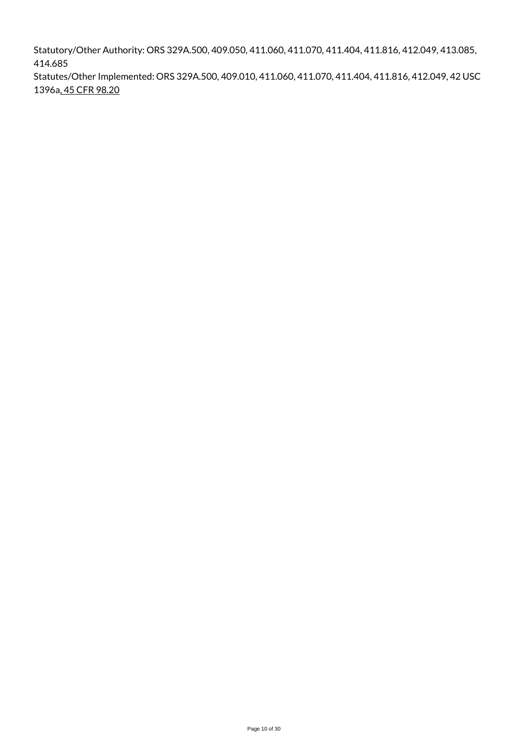Statutory/Other Authority: ORS 329A.500, 409.050, 411.060, 411.070, 411.404, 411.816, 412.049, 413.085, 414.685

Statutes/Other Implemented: ORS 329A.500, 409.010, 411.060, 411.070, 411.404, 411.816, 412.049, 42 USC 1396a, 45 CFR 98.20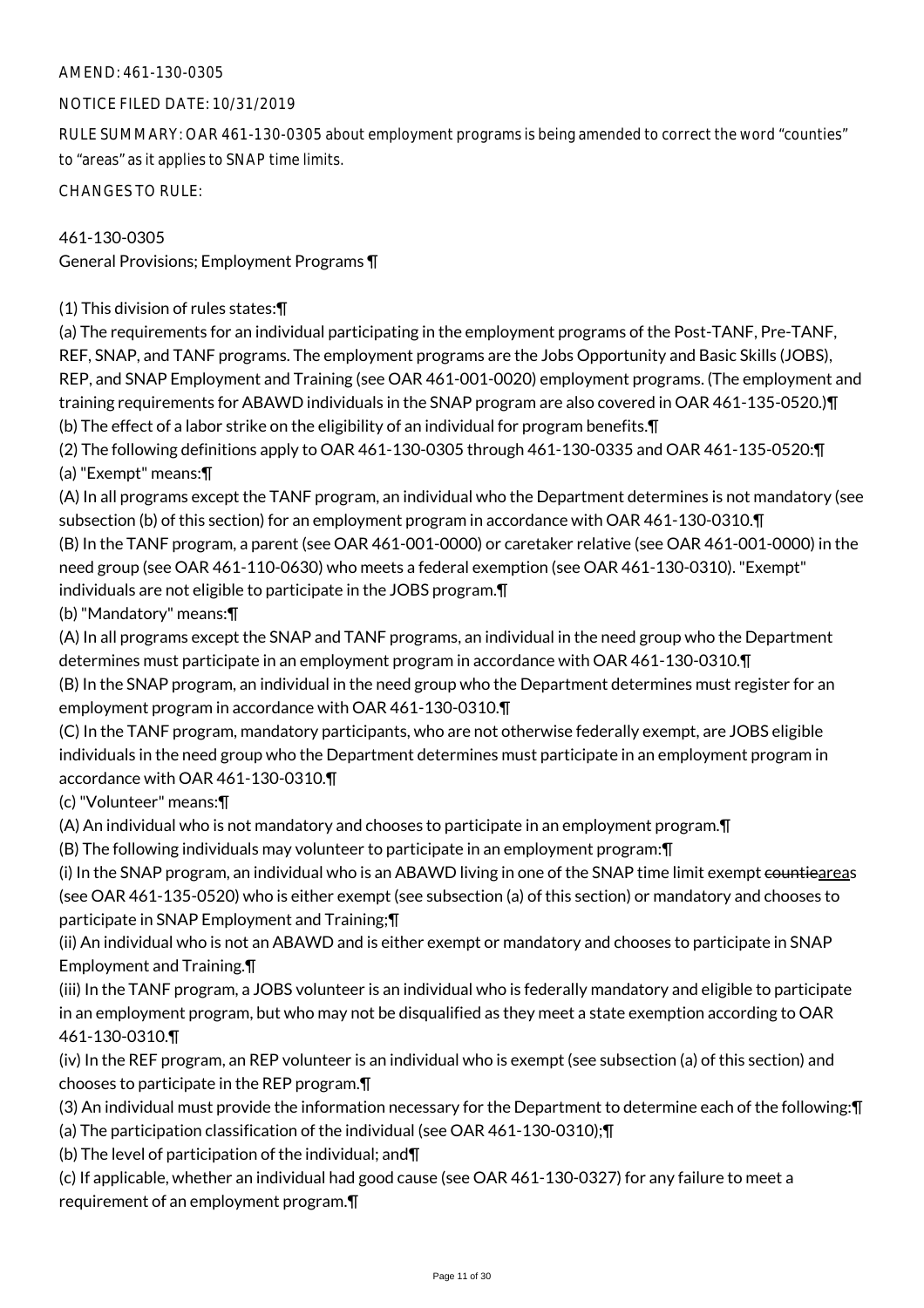AMEND: 461-130-0305

NOTICE FILED DATE: 10/31/2019

RULE SUMMARY: OAR 461-130-0305 about employment programs is being amended to correct the word "counties" to "areas" as it applies to SNAP time limits.

CHANGES TO RULE:

461-130-0305
General Provisions; Employment Programs ¶

(1) This division of rules states:¶
(a) The requirements for an individual participating in the employment programs of the Post-TANF, Pre-TANF, REF, SNAP, and TANF programs. The employment programs are the Jobs Opportunity and Basic Skills (JOBS), REP, and SNAP Employment and Training (see OAR 461-001-0020) employment programs. (The employment and training requirements for ABAWD individuals in the SNAP program are also covered in OAR 461-135-0520.)¶
(b) The effect of a labor strike on the eligibility of an individual for program benefits.¶
(2) The following definitions apply to OAR 461-130-0305 through 461-130-0335 and OAR 461-135-0520:¶
(a) "Exempt" means:¶
(A) In all programs except the TANF program, an individual who the Department determines is not mandatory (see subsection (b) of this section) for an employment program in accordance with OAR 461-130-0310.¶
(B) In the TANF program, a parent (see OAR 461-001-0000) or caretaker relative (see OAR 461-001-0000) in the need group (see OAR 461-110-0630) who meets a federal exemption (see OAR 461-130-0310). "Exempt" individuals are not eligible to participate in the JOBS program.¶
(b) "Mandatory" means:¶
(A) In all programs except the SNAP and TANF programs, an individual in the need group who the Department determines must participate in an employment program in accordance with OAR 461-130-0310.¶
(B) In the SNAP program, an individual in the need group who the Department determines must register for an employment program in accordance with OAR 461-130-0310.¶
(C) In the TANF program, mandatory participants, who are not otherwise federally exempt, are JOBS eligible individuals in the need group who the Department determines must participate in an employment program in accordance with OAR 461-130-0310.¶
(c) "Volunteer" means:¶
(A) An individual who is not mandatory and chooses to participate in an employment program.¶
(B) The following individuals may volunteer to participate in an employment program:¶
(i) In the SNAP program, an individual who is an ABAWD living in one of the SNAP time limit exempt ~~countie~~areas (see OAR 461-135-0520) who is either exempt (see subsection (a) of this section) or mandatory and chooses to participate in SNAP Employment and Training;¶
(ii) An individual who is not an ABAWD and is either exempt or mandatory and chooses to participate in SNAP Employment and Training.¶
(iii) In the TANF program, a JOBS volunteer is an individual who is federally mandatory and eligible to participate in an employment program, but who may not be disqualified as they meet a state exemption according to OAR 461-130-0310.¶
(iv) In the REF program, an REP volunteer is an individual who is exempt (see subsection (a) of this section) and chooses to participate in the REP program.¶
(3) An individual must provide the information necessary for the Department to determine each of the following:¶
(a) The participation classification of the individual (see OAR 461-130-0310);¶
(b) The level of participation of the individual; and¶
(c) If applicable, whether an individual had good cause (see OAR 461-130-0327) for any failure to meet a requirement of an employment program.¶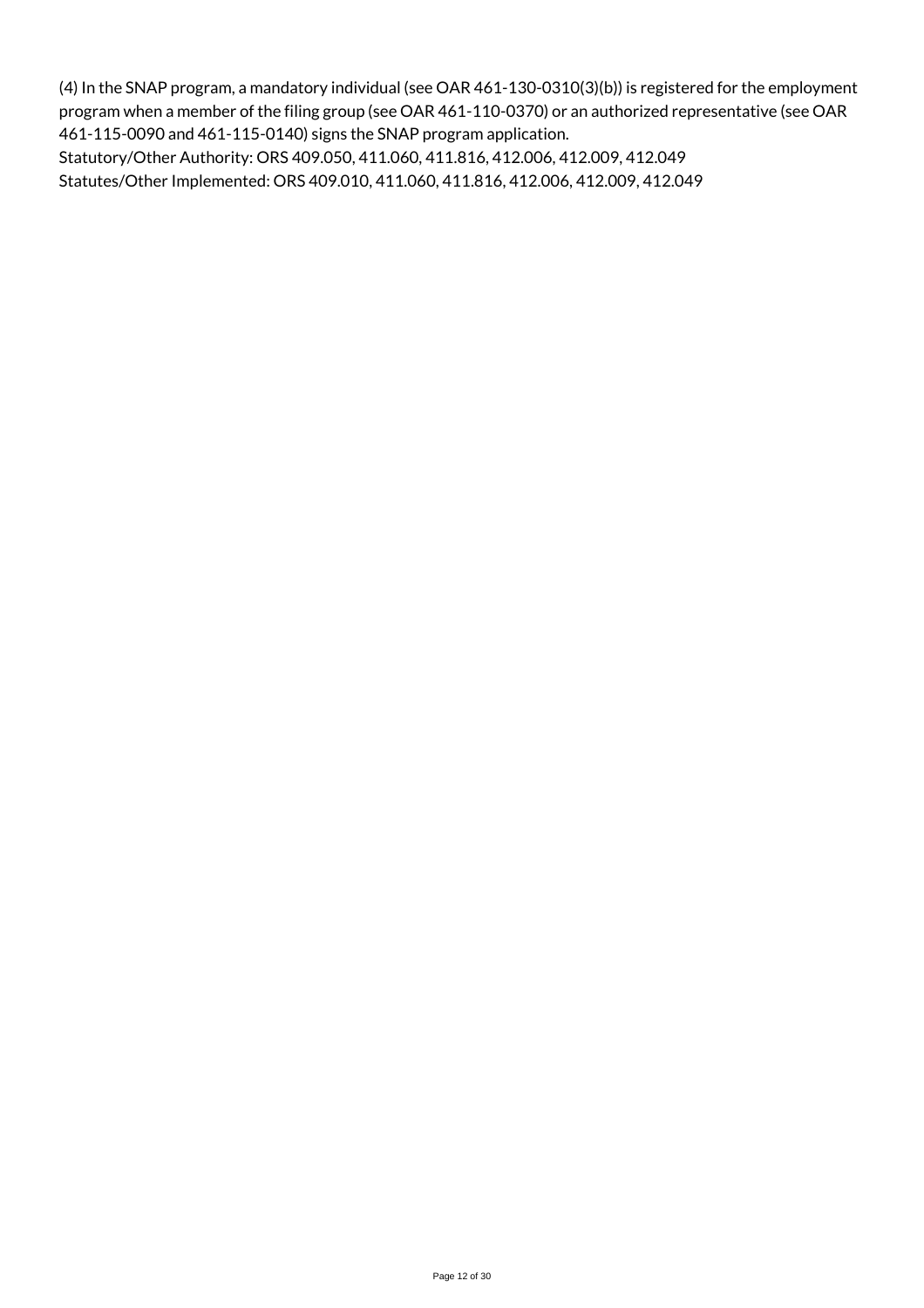(4) In the SNAP program, a mandatory individual (see OAR 461-130-0310(3)(b)) is registered for the employment program when a member of the filing group (see OAR 461-110-0370) or an authorized representative (see OAR 461-115-0090 and 461-115-0140) signs the SNAP program application.

Statutory/Other Authority: ORS 409.050, 411.060, 411.816, 412.006, 412.009, 412.049

Statutes/Other Implemented: ORS 409.010, 411.060, 411.816, 412.006, 412.009, 412.049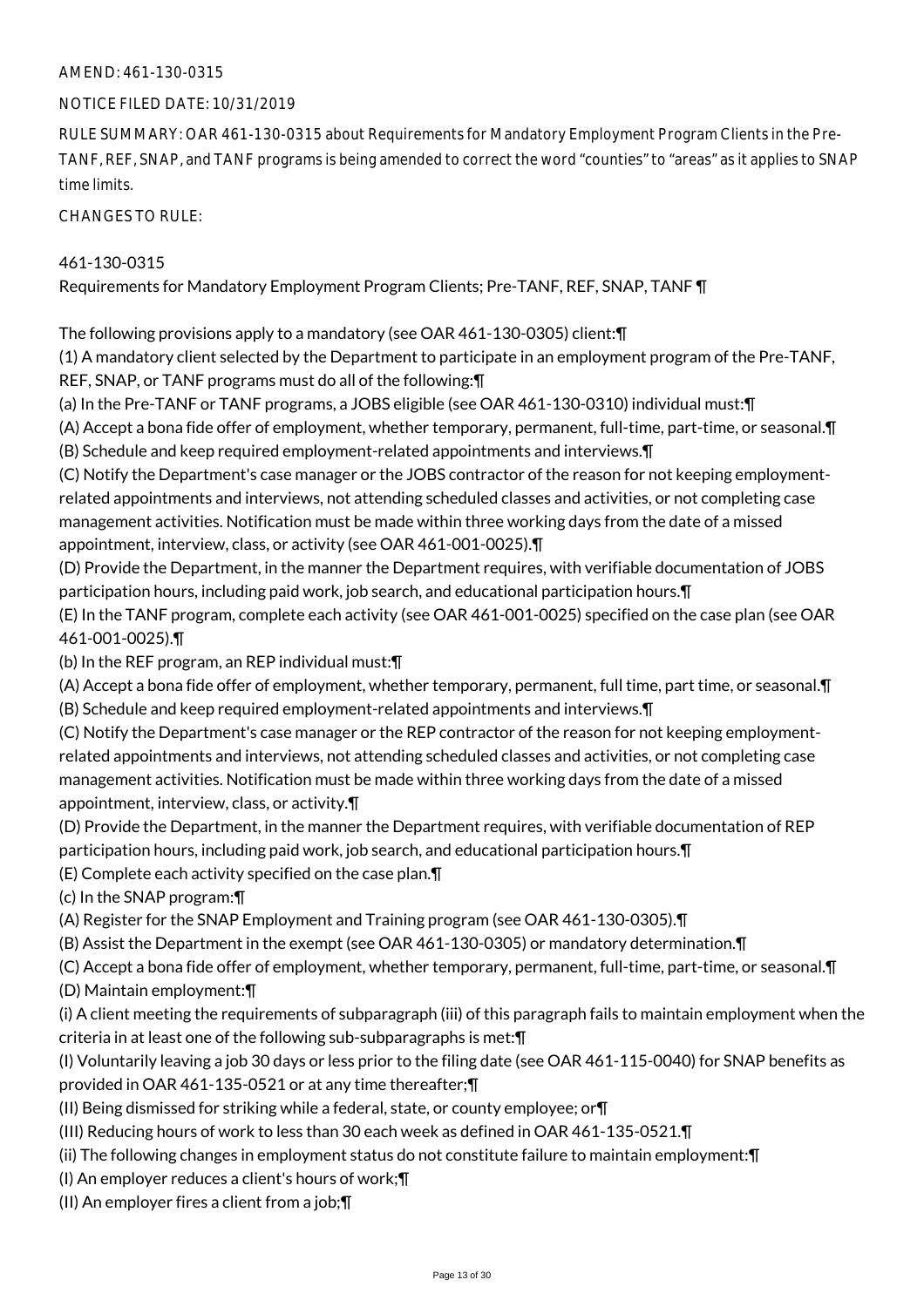AMEND: 461-130-0315

NOTICE FILED DATE: 10/31/2019

RULE SUMMARY: OAR 461-130-0315 about Requirements for Mandatory Employment Program Clients in the Pre-TANF, REF, SNAP, and TANF programs is being amended to correct the word "counties" to "areas" as it applies to SNAP time limits.

CHANGES TO RULE:

461-130-0315
Requirements for Mandatory Employment Program Clients; Pre-TANF, REF, SNAP, TANF ¶

The following provisions apply to a mandatory (see OAR 461-130-0305) client:¶
(1) A mandatory client selected by the Department to participate in an employment program of the Pre-TANF, REF, SNAP, or TANF programs must do all of the following:¶
(a) In the Pre-TANF or TANF programs, a JOBS eligible (see OAR 461-130-0310) individual must:¶
(A) Accept a bona fide offer of employment, whether temporary, permanent, full-time, part-time, or seasonal.¶
(B) Schedule and keep required employment-related appointments and interviews.¶
(C) Notify the Department's case manager or the JOBS contractor of the reason for not keeping employment-related appointments and interviews, not attending scheduled classes and activities, or not completing case management activities. Notification must be made within three working days from the date of a missed appointment, interview, class, or activity (see OAR 461-001-0025).¶
(D) Provide the Department, in the manner the Department requires, with verifiable documentation of JOBS participation hours, including paid work, job search, and educational participation hours.¶
(E) In the TANF program, complete each activity (see OAR 461-001-0025) specified on the case plan (see OAR 461-001-0025).¶
(b) In the REF program, an REP individual must:¶
(A) Accept a bona fide offer of employment, whether temporary, permanent, full time, part time, or seasonal.¶
(B) Schedule and keep required employment-related appointments and interviews.¶
(C) Notify the Department's case manager or the REP contractor of the reason for not keeping employment-related appointments and interviews, not attending scheduled classes and activities, or not completing case management activities. Notification must be made within three working days from the date of a missed appointment, interview, class, or activity.¶
(D) Provide the Department, in the manner the Department requires, with verifiable documentation of REP participation hours, including paid work, job search, and educational participation hours.¶
(E) Complete each activity specified on the case plan.¶
(c) In the SNAP program:¶
(A) Register for the SNAP Employment and Training program (see OAR 461-130-0305).¶
(B) Assist the Department in the exempt (see OAR 461-130-0305) or mandatory determination.¶
(C) Accept a bona fide offer of employment, whether temporary, permanent, full-time, part-time, or seasonal.¶
(D) Maintain employment:¶
(i) A client meeting the requirements of subparagraph (iii) of this paragraph fails to maintain employment when the criteria in at least one of the following sub-subparagraphs is met:¶
(I) Voluntarily leaving a job 30 days or less prior to the filing date (see OAR 461-115-0040) for SNAP benefits as provided in OAR 461-135-0521 or at any time thereafter;¶
(II) Being dismissed for striking while a federal, state, or county employee; or¶
(III) Reducing hours of work to less than 30 each week as defined in OAR 461-135-0521.¶
(ii) The following changes in employment status do not constitute failure to maintain employment:¶
(I) An employer reduces a client's hours of work;¶
(II) An employer fires a client from a job;¶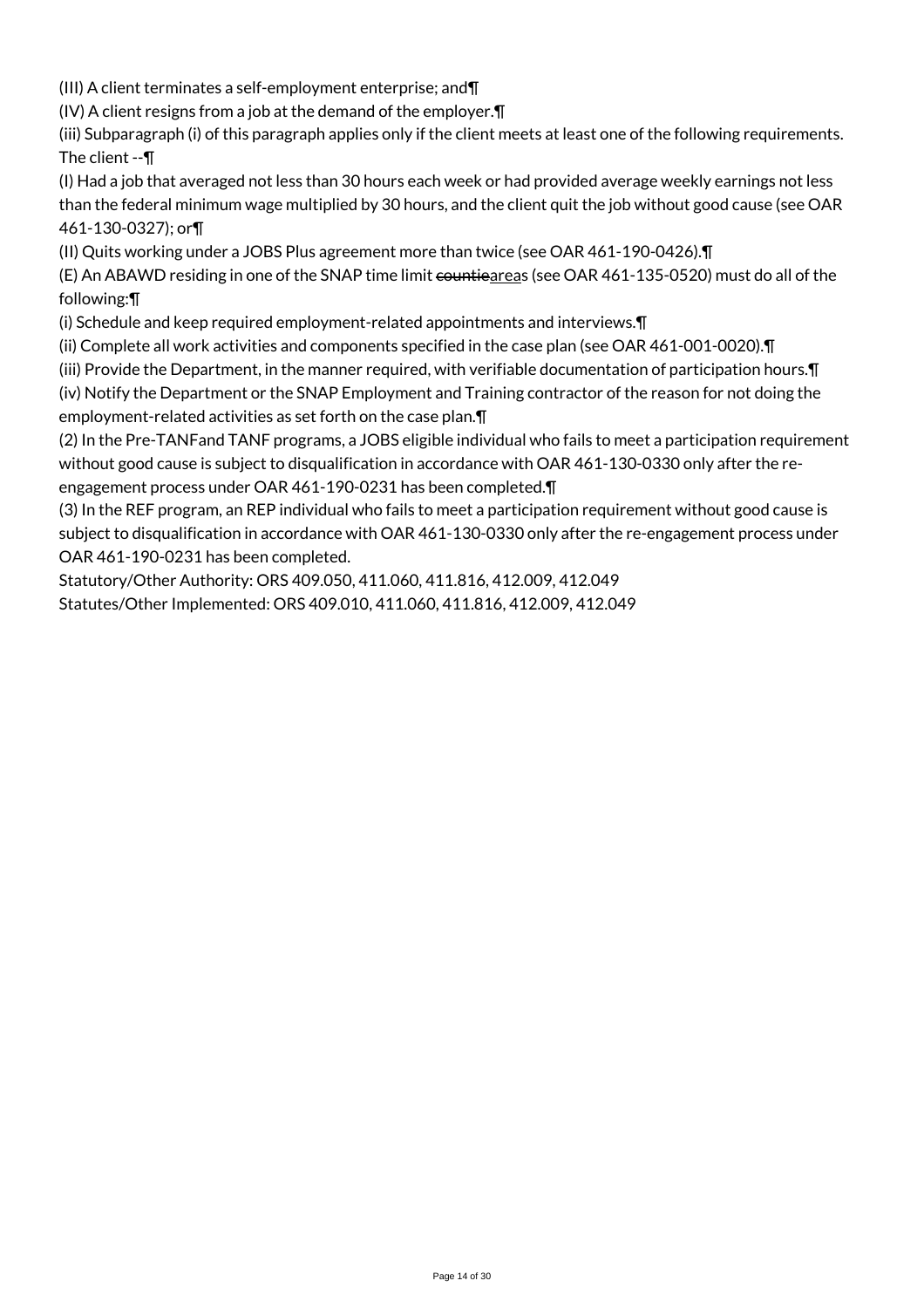(III) A client terminates a self-employment enterprise; and¶

(IV) A client resigns from a job at the demand of the employer.¶

(iii) Subparagraph (i) of this paragraph applies only if the client meets at least one of the following requirements. The client --¶

(I) Had a job that averaged not less than 30 hours each week or had provided average weekly earnings not less than the federal minimum wage multiplied by 30 hours, and the client quit the job without good cause (see OAR 461-130-0327); or¶

(II) Quits working under a JOBS Plus agreement more than twice (see OAR 461-190-0426).¶

(E) An ABAWD residing in one of the SNAP time limit ~~countie~~<u>area</u>s (see OAR 461-135-0520) must do all of the following:¶

(i) Schedule and keep required employment-related appointments and interviews.¶

(ii) Complete all work activities and components specified in the case plan (see OAR 461-001-0020).¶

(iii) Provide the Department, in the manner required, with verifiable documentation of participation hours.¶

(iv) Notify the Department or the SNAP Employment and Training contractor of the reason for not doing the employment-related activities as set forth on the case plan.¶

(2) In the Pre-TANFand TANF programs, a JOBS eligible individual who fails to meet a participation requirement without good cause is subject to disqualification in accordance with OAR 461-130-0330 only after the re-engagement process under OAR 461-190-0231 has been completed.¶

(3) In the REF program, an REP individual who fails to meet a participation requirement without good cause is subject to disqualification in accordance with OAR 461-130-0330 only after the re-engagement process under OAR 461-190-0231 has been completed.

Statutory/Other Authority: ORS 409.050, 411.060, 411.816, 412.009, 412.049

Statutes/Other Implemented: ORS 409.010, 411.060, 411.816, 412.009, 412.049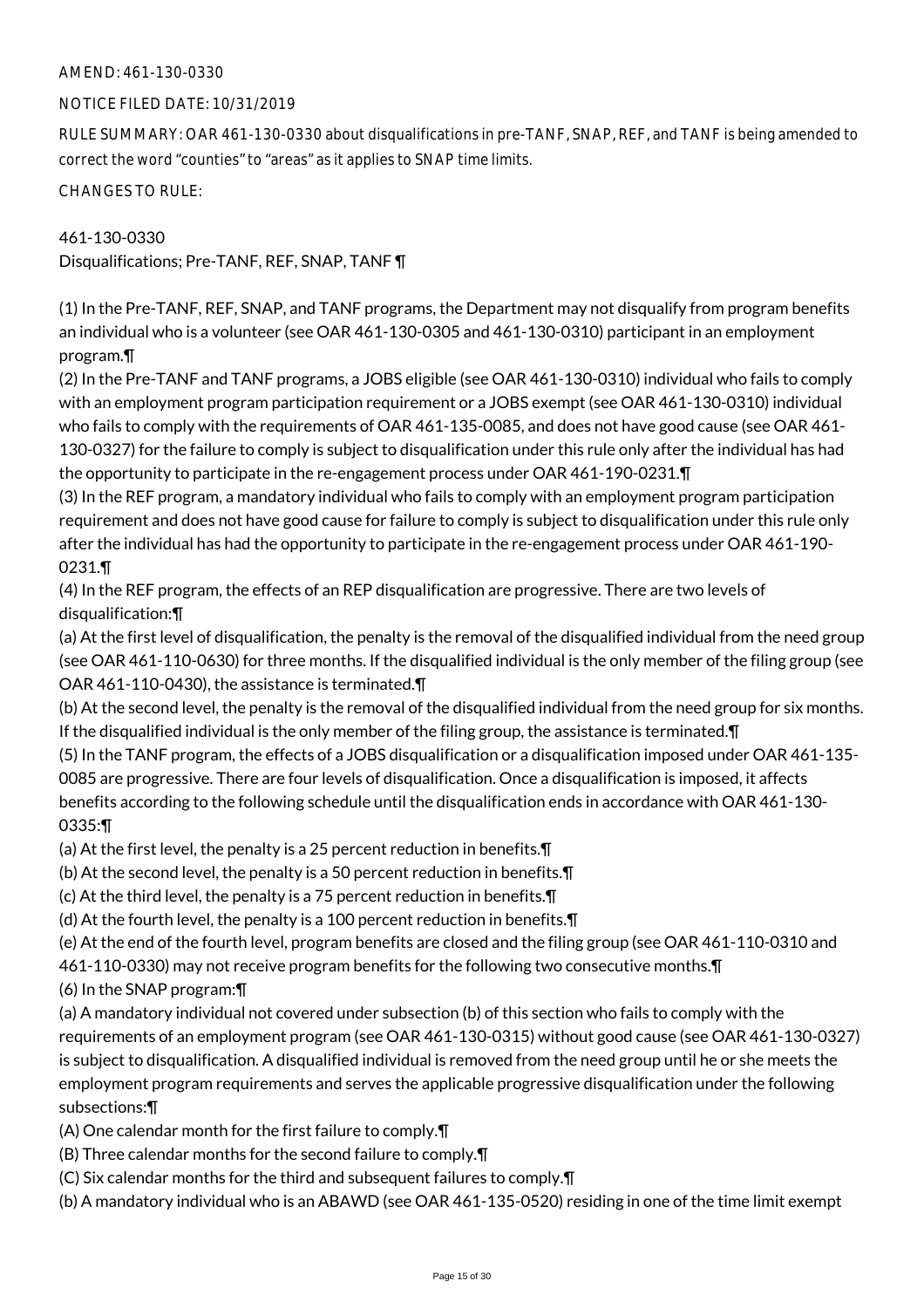AMEND: 461-130-0330

NOTICE FILED DATE: 10/31/2019

RULE SUMMARY: OAR 461-130-0330 about disqualifications in pre-TANF, SNAP, REF, and TANF is being amended to correct the word "counties" to "areas" as it applies to SNAP time limits.

CHANGES TO RULE:

461-130-0330
Disqualifications; Pre-TANF, REF, SNAP, TANF ¶

(1) In the Pre-TANF, REF, SNAP, and TANF programs, the Department may not disqualify from program benefits an individual who is a volunteer (see OAR 461-130-0305 and 461-130-0310) participant in an employment program.¶

(2) In the Pre-TANF and TANF programs, a JOBS eligible (see OAR 461-130-0310) individual who fails to comply with an employment program participation requirement or a JOBS exempt (see OAR 461-130-0310) individual who fails to comply with the requirements of OAR 461-135-0085, and does not have good cause (see OAR 461-130-0327) for the failure to comply is subject to disqualification under this rule only after the individual has had the opportunity to participate in the re-engagement process under OAR 461-190-0231.¶

(3) In the REF program, a mandatory individual who fails to comply with an employment program participation requirement and does not have good cause for failure to comply is subject to disqualification under this rule only after the individual has had the opportunity to participate in the re-engagement process under OAR 461-190-0231.¶

(4) In the REF program, the effects of an REP disqualification are progressive. There are two levels of disqualification:¶

(a) At the first level of disqualification, the penalty is the removal of the disqualified individual from the need group (see OAR 461-110-0630) for three months. If the disqualified individual is the only member of the filing group (see OAR 461-110-0430), the assistance is terminated.¶

(b) At the second level, the penalty is the removal of the disqualified individual from the need group for six months. If the disqualified individual is the only member of the filing group, the assistance is terminated.¶

(5) In the TANF program, the effects of a JOBS disqualification or a disqualification imposed under OAR 461-135-0085 are progressive. There are four levels of disqualification. Once a disqualification is imposed, it affects benefits according to the following schedule until the disqualification ends in accordance with OAR 461-130-0335:¶

(a) At the first level, the penalty is a 25 percent reduction in benefits.¶

(b) At the second level, the penalty is a 50 percent reduction in benefits.¶

(c) At the third level, the penalty is a 75 percent reduction in benefits.¶

(d) At the fourth level, the penalty is a 100 percent reduction in benefits.¶

(e) At the end of the fourth level, program benefits are closed and the filing group (see OAR 461-110-0310 and 461-110-0330) may not receive program benefits for the following two consecutive months.¶

(6) In the SNAP program:¶

(a) A mandatory individual not covered under subsection (b) of this section who fails to comply with the requirements of an employment program (see OAR 461-130-0315) without good cause (see OAR 461-130-0327) is subject to disqualification. A disqualified individual is removed from the need group until he or she meets the employment program requirements and serves the applicable progressive disqualification under the following subsections:¶

(A) One calendar month for the first failure to comply.¶

(B) Three calendar months for the second failure to comply.¶

(C) Six calendar months for the third and subsequent failures to comply.¶

(b) A mandatory individual who is an ABAWD (see OAR 461-135-0520) residing in one of the time limit exempt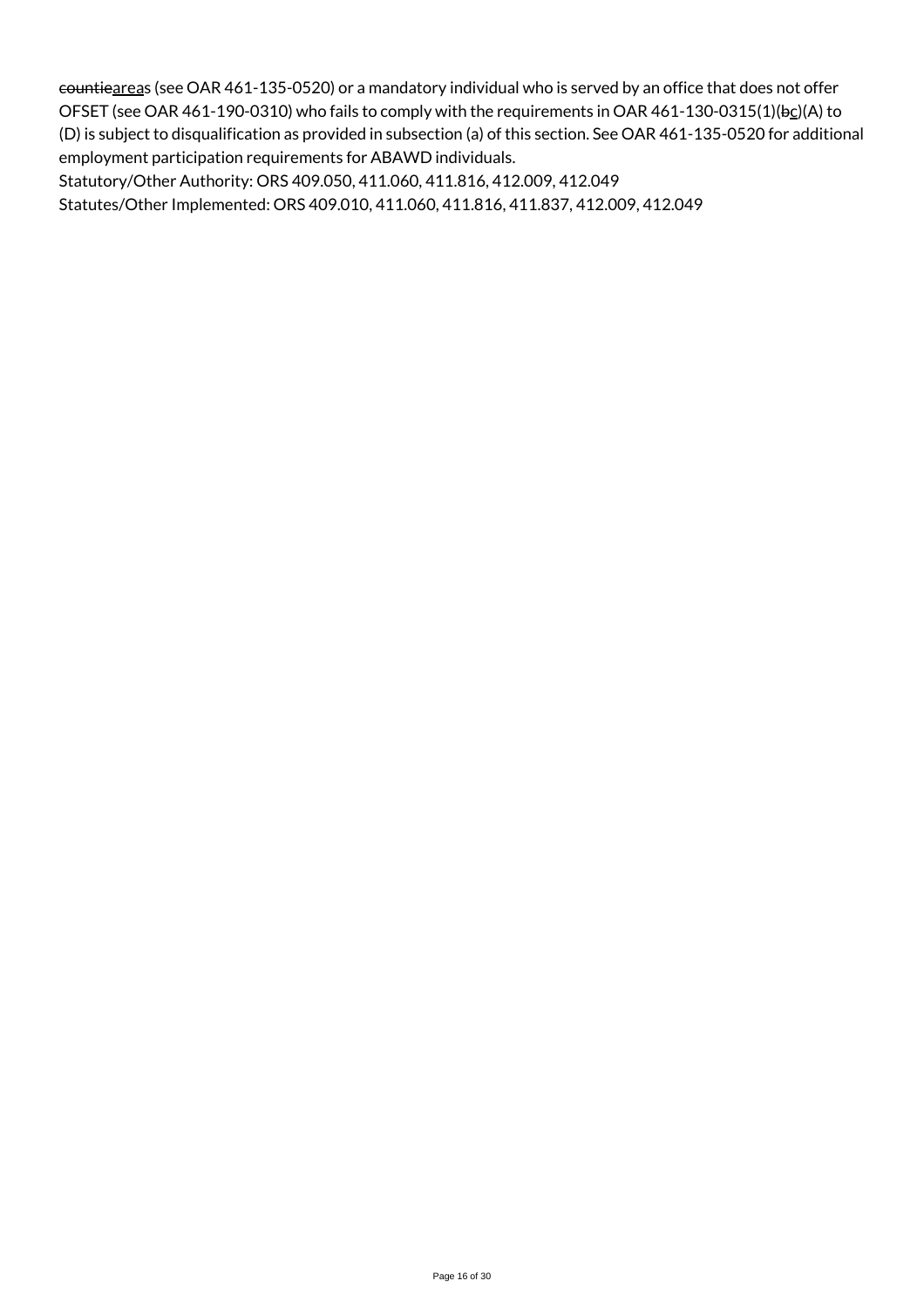~~countie~~<u>area</u>s (see OAR 461-135-0520) or a mandatory individual who is served by an office that does not offer OFSET (see OAR 461-190-0310) who fails to comply with the requirements in OAR 461-130-0315(1)(~~b~~<u>c</u>)(A) to (D) is subject to disqualification as provided in subsection (a) of this section. See OAR 461-135-0520 for additional employment participation requirements for ABAWD individuals.

Statutory/Other Authority: ORS 409.050, 411.060, 411.816, 412.009, 412.049

Statutes/Other Implemented: ORS 409.010, 411.060, 411.816, 411.837, 412.009, 412.049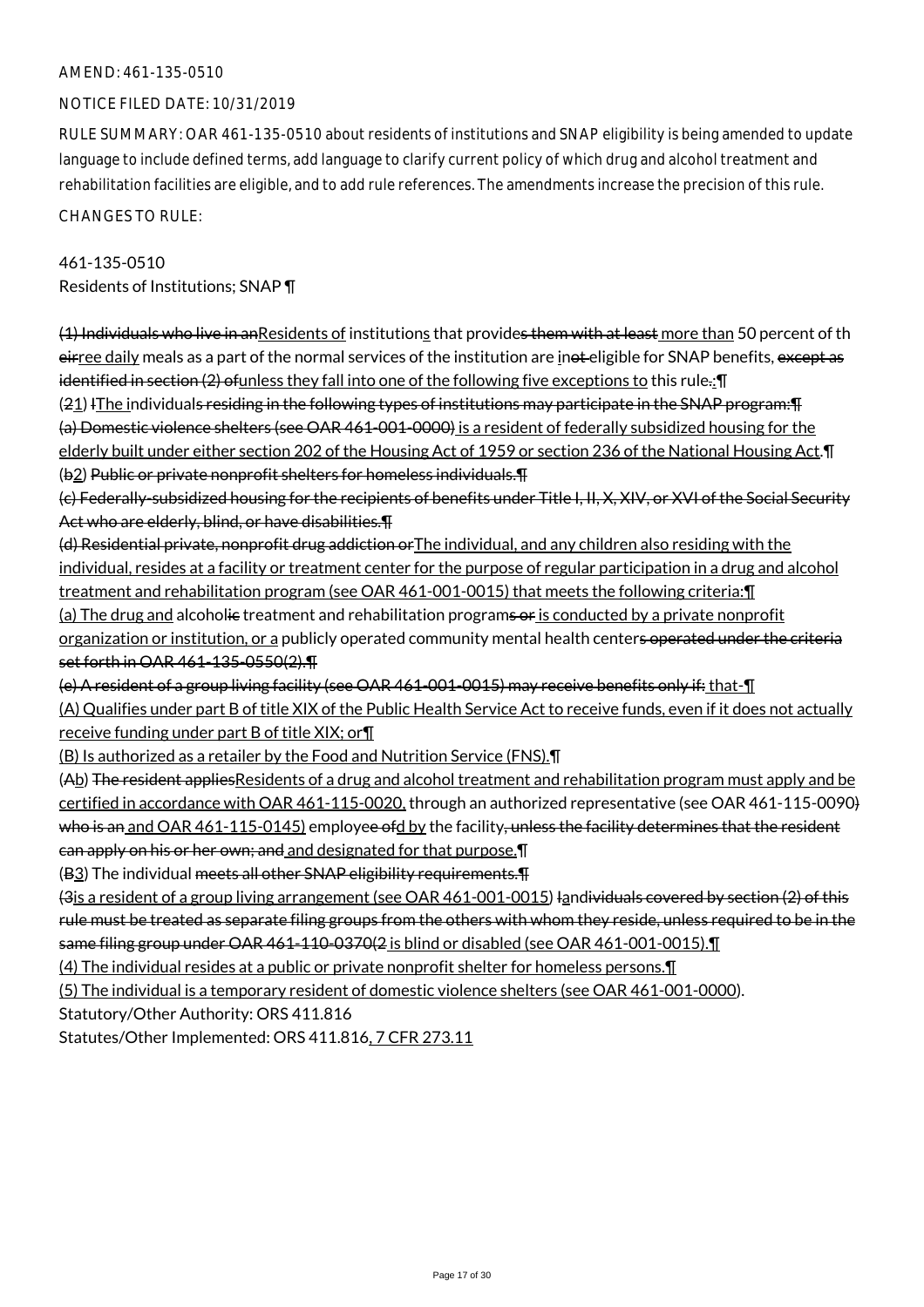AMEND: 461-135-0510

NOTICE FILED DATE: 10/31/2019

RULE SUMMARY: OAR 461-135-0510 about residents of institutions and SNAP eligibility is being amended to update language to include defined terms, add language to clarify current policy of which drug and alcohol treatment and rehabilitation facilities are eligible, and to add rule references. The amendments increase the precision of this rule.

CHANGES TO RULE:

461-135-0510
Residents of Institutions; SNAP ¶

~~(1) Individuals who live in an~~Residents of institutions that provide~~s them with at least~~ more than 50 percent of th~~eir~~ree daily meals as a part of the normal services of the institution are i~~not~~neligible for SNAP benefits, ~~except as identified in section (2) of~~unless they fall into one of the following five exceptions to this rule~~.~~:¶
(~~2~~1) ~~I~~The individual~~s residing in the following types of institutions may participate in the SNAP program:¶
(a) Domestic violence shelters (see OAR 461-001-0000)~~ is a resident of federally subsidized housing for the elderly built under either section 202 of the Housing Act of 1959 or section 236 of the National Housing Act.¶
(~~b~~2) ~~Public or private nonprofit shelters for homeless individuals.¶
(c) Federally-subsidized housing for the recipients of benefits under Title I, II, X, XIV, or XVI of the Social Security Act who are elderly, blind, or have disabilities.¶
(d) Residential private, nonprofit drug addiction or~~The individual, and any children also residing with the individual, resides at a facility or treatment center for the purpose of regular participation in a drug and alcohol treatment and rehabilitation program (see OAR 461-001-0015) that meets the following criteria:¶
(a) The drug and alcohol~~ic~~ treatment and rehabilitation program~~s or~~ is conducted by a private nonprofit organization or institution, or a publicly operated community mental health center~~s operated under the criteria set forth in OAR 461-135-0550(2).¶
(e) A resident of a group living facility (see OAR 461-001-0015) may receive benefits only if:~~ that-¶
(A) Qualifies under part B of title XIX of the Public Health Service Act to receive funds, even if it does not actually receive funding under part B of title XIX; or¶
(B) Is authorized as a retailer by the Food and Nutrition Service (FNS).¶
(~~A~~b) ~~The resident applies~~Residents of a drug and alcohol treatment and rehabilitation program must apply and be certified in accordance with OAR 461-115-0020, through an authorized representative (see OAR 461-115-0090~~)~~ ~~who is an~~ and OAR 461-115-0145) employe~~e of~~d by the facility~~, unless the facility determines that the resident can apply on his or her own; and~~ and designated for that purpose.¶
(~~B~~3) The individual ~~meets all other SNAP eligibility requirements.¶
(3~~is a resident of a group living arrangement (see OAR 461-001-0015) ~~I~~and~~ividuals covered by section (2) of this rule must be treated as separate filing groups from the others with whom they reside, unless required to be in the same filing group under OAR 461-110-0370(2~~ is blind or disabled (see OAR 461-001-0015).¶
(4) The individual resides at a public or private nonprofit shelter for homeless persons.¶
(5) The individual is a temporary resident of domestic violence shelters (see OAR 461-001-0000).

Statutory/Other Authority: ORS 411.816

Statutes/Other Implemented: ORS 411.816, 7 CFR 273.11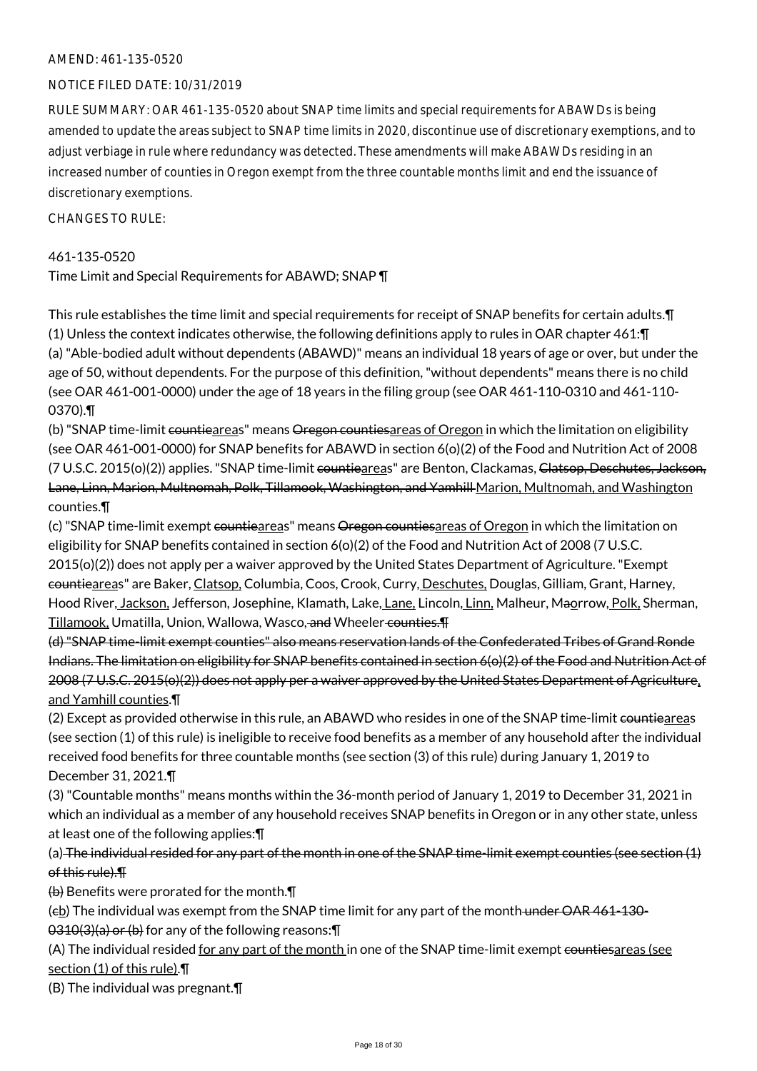AMEND: 461-135-0520

NOTICE FILED DATE: 10/31/2019

RULE SUMMARY: OAR 461-135-0520 about SNAP time limits and special requirements for ABAWDs is being amended to update the areas subject to SNAP time limits in 2020, discontinue use of discretionary exemptions, and to adjust verbiage in rule where redundancy was detected. These amendments will make ABAWDs residing in an increased number of counties in Oregon exempt from the three countable months limit and end the issuance of discretionary exemptions.

CHANGES TO RULE:

461-135-0520
Time Limit and Special Requirements for ABAWD; SNAP ¶

This rule establishes the time limit and special requirements for receipt of SNAP benefits for certain adults.¶
(1) Unless the context indicates otherwise, the following definitions apply to rules in OAR chapter 461:¶
(a) "Able-bodied adult without dependents (ABAWD)" means an individual 18 years of age or over, but under the age of 50, without dependents. For the purpose of this definition, "without dependents" means there is no child (see OAR 461-001-0000) under the age of 18 years in the filing group (see OAR 461-110-0310 and 461-110-0370).¶
(b) "SNAP time-limit ~~countie~~<u>area</u>s" means ~~Oregon counties~~<u>areas of Oregon</u> in which the limitation on eligibility (see OAR 461-001-0000) for SNAP benefits for ABAWD in section 6(o)(2) of the Food and Nutrition Act of 2008 (7 U.S.C. 2015(o)(2)) applies. "SNAP time-limit ~~countie~~<u>area</u>s" are Benton, Clackamas, ~~Clatsop, Deschutes, Jackson, Lane, Linn, Marion, Multnomah, Polk, Tillamook, Washington, and Yamhill~~ <u>Marion, Multnomah, and Washington</u> counties.¶
(c) "SNAP time-limit exempt ~~countie~~<u>area</u>s" means ~~Oregon counties~~<u>areas of Oregon</u> in which the limitation on eligibility for SNAP benefits contained in section 6(o)(2) of the Food and Nutrition Act of 2008 (7 U.S.C. 2015(o)(2)) does not apply per a waiver approved by the United States Department of Agriculture. "Exempt ~~countie~~<u>area</u>s" are Baker, <u>Clatsop,</u> Columbia, Coos, Crook, Curry, <u>Deschutes,</u> Douglas, Gilliam, Grant, Harney, Hood River, <u>Jackson,</u> Jefferson, Josephine, Klamath, Lake, <u>Lane,</u> Lincoln, <u>Linn,</u> Malheur, M~~a~~<u>o</u>rrow, <u>Polk,</u> Sherman, <u>Tillamook,</u> Umatilla, Union, Wallowa, Wasco~~, and~~ Wheeler~~ counties.¶~~
~~(d) "SNAP time-limit exempt counties" also means reservation lands of the Confederated Tribes of Grand Ronde Indians. The limitation on eligibility for SNAP benefits contained in section 6(o)(2) of the Food and Nutrition Act of 2008 (7 U.S.C. 2015(o)(2)) does not apply per a waiver approved by the United States Department of Agriculture~~<u>, and Yamhill counties</u>.¶
(2) Except as provided otherwise in this rule, an ABAWD who resides in one of the SNAP time-limit ~~countie~~<u>area</u>s (see section (1) of this rule) is ineligible to receive food benefits as a member of any household after the individual received food benefits for three countable months (see section (3) of this rule) during January 1, 2019 to December 31, 2021.¶
(3) "Countable months" means months within the 36-month period of January 1, 2019 to December 31, 2021 in which an individual as a member of any household receives SNAP benefits in Oregon or in any other state, unless at least one of the following applies:¶
(a)~~ The individual resided for any part of the month in one of the SNAP time-limit exempt counties (see section (1) of this rule).¶~~
~~(b)~~ Benefits were prorated for the month.¶
(~~c~~<u>b</u>) The individual was exempt from the SNAP time limit for any part of the month~~ under OAR 461-130-0310(3)(a) or (b)~~ for any of the following reasons:¶
(A) The individual resided <u>for any part of the month </u>in one of the SNAP time-limit exempt ~~counties~~<u>areas (see section (1) of this rule)</u>.¶
(B) The individual was pregnant.¶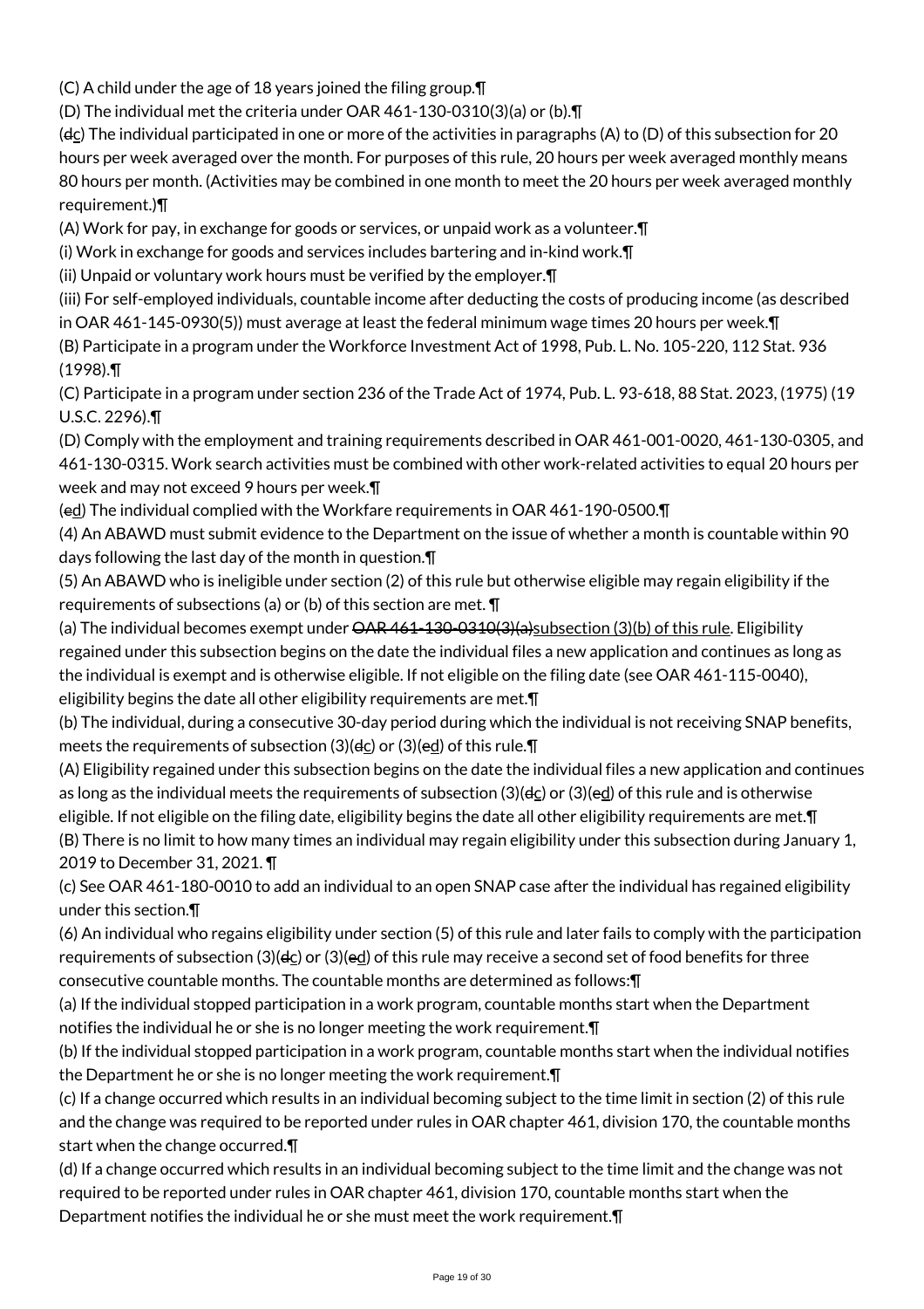(C) A child under the age of 18 years joined the filing group.¶

(D) The individual met the criteria under OAR 461-130-0310(3)(a) or (b).¶

(~~d~~c) The individual participated in one or more of the activities in paragraphs (A) to (D) of this subsection for 20 hours per week averaged over the month. For purposes of this rule, 20 hours per week averaged monthly means 80 hours per month. (Activities may be combined in one month to meet the 20 hours per week averaged monthly requirement.)¶

(A) Work for pay, in exchange for goods or services, or unpaid work as a volunteer.¶

(i) Work in exchange for goods and services includes bartering and in-kind work.¶

(ii) Unpaid or voluntary work hours must be verified by the employer.¶

(iii) For self-employed individuals, countable income after deducting the costs of producing income (as described in OAR 461-145-0930(5)) must average at least the federal minimum wage times 20 hours per week.¶

(B) Participate in a program under the Workforce Investment Act of 1998, Pub. L. No. 105-220, 112 Stat. 936 (1998).¶

(C) Participate in a program under section 236 of the Trade Act of 1974, Pub. L. 93-618, 88 Stat. 2023, (1975) (19 U.S.C. 2296).¶

(D) Comply with the employment and training requirements described in OAR 461-001-0020, 461-130-0305, and 461-130-0315. Work search activities must be combined with other work-related activities to equal 20 hours per week and may not exceed 9 hours per week.¶

(~~e~~d) The individual complied with the Workfare requirements in OAR 461-190-0500.¶

(4) An ABAWD must submit evidence to the Department on the issue of whether a month is countable within 90 days following the last day of the month in question.¶

(5) An ABAWD who is ineligible under section (2) of this rule but otherwise eligible may regain eligibility if the requirements of subsections (a) or (b) of this section are met. ¶

(a) The individual becomes exempt under ~~OAR 461-130-0310(3)(a)~~subsection (3)(b) of this rule. Eligibility regained under this subsection begins on the date the individual files a new application and continues as long as the individual is exempt and is otherwise eligible. If not eligible on the filing date (see OAR 461-115-0040), eligibility begins the date all other eligibility requirements are met.¶

(b) The individual, during a consecutive 30-day period during which the individual is not receiving SNAP benefits, meets the requirements of subsection (3)(~~d~~c) or (3)(~~e~~d) of this rule.¶

(A) Eligibility regained under this subsection begins on the date the individual files a new application and continues as long as the individual meets the requirements of subsection (3)(~~d~~c) or (3)(~~e~~d) of this rule and is otherwise eligible. If not eligible on the filing date, eligibility begins the date all other eligibility requirements are met.¶

(B) There is no limit to how many times an individual may regain eligibility under this subsection during January 1, 2019 to December 31, 2021. ¶

(c) See OAR 461-180-0010 to add an individual to an open SNAP case after the individual has regained eligibility under this section.¶

(6) An individual who regains eligibility under section (5) of this rule and later fails to comply with the participation requirements of subsection (3)(~~d~~c) or (3)(~~e~~d) of this rule may receive a second set of food benefits for three consecutive countable months. The countable months are determined as follows:¶

(a) If the individual stopped participation in a work program, countable months start when the Department notifies the individual he or she is no longer meeting the work requirement.¶

(b) If the individual stopped participation in a work program, countable months start when the individual notifies the Department he or she is no longer meeting the work requirement.¶

(c) If a change occurred which results in an individual becoming subject to the time limit in section (2) of this rule and the change was required to be reported under rules in OAR chapter 461, division 170, the countable months start when the change occurred.¶

(d) If a change occurred which results in an individual becoming subject to the time limit and the change was not required to be reported under rules in OAR chapter 461, division 170, countable months start when the Department notifies the individual he or she must meet the work requirement.¶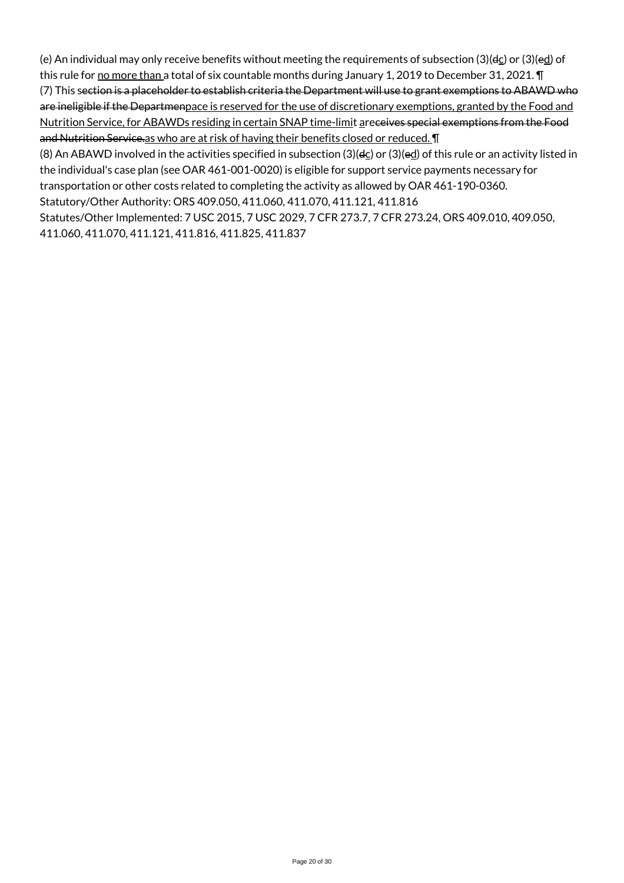(e) An individual may only receive benefits without meeting the requirements of subsection (3)(~~d~~c) or (3)(~~e~~d) of this rule for no more than a total of six countable months during January 1, 2019 to December 31, 2021. ¶
(7) This s~~ection is a placeholder to establish criteria the Department will use to grant exemptions to ABAWD who are ineligible if the Departmen~~pace is reserved for the use of discretionary exemptions, granted by the Food and Nutrition Service, for ABAWDs residing in certain SNAP time-limit are~~ceives special exemptions from the Food and Nutrition Service.~~as who are at risk of having their benefits closed or reduced. ¶
(8) An ABAWD involved in the activities specified in subsection (3)(~~d~~c) or (3)(~~e~~d) of this rule or an activity listed in the individual's case plan (see OAR 461-001-0020) is eligible for support service payments necessary for transportation or other costs related to completing the activity as allowed by OAR 461-190-0360.
Statutory/Other Authority: ORS 409.050, 411.060, 411.070, 411.121, 411.816
Statutes/Other Implemented: 7 USC 2015, 7 USC 2029, 7 CFR 273.7, 7 CFR 273.24, ORS 409.010, 409.050, 411.060, 411.070, 411.121, 411.816, 411.825, 411.837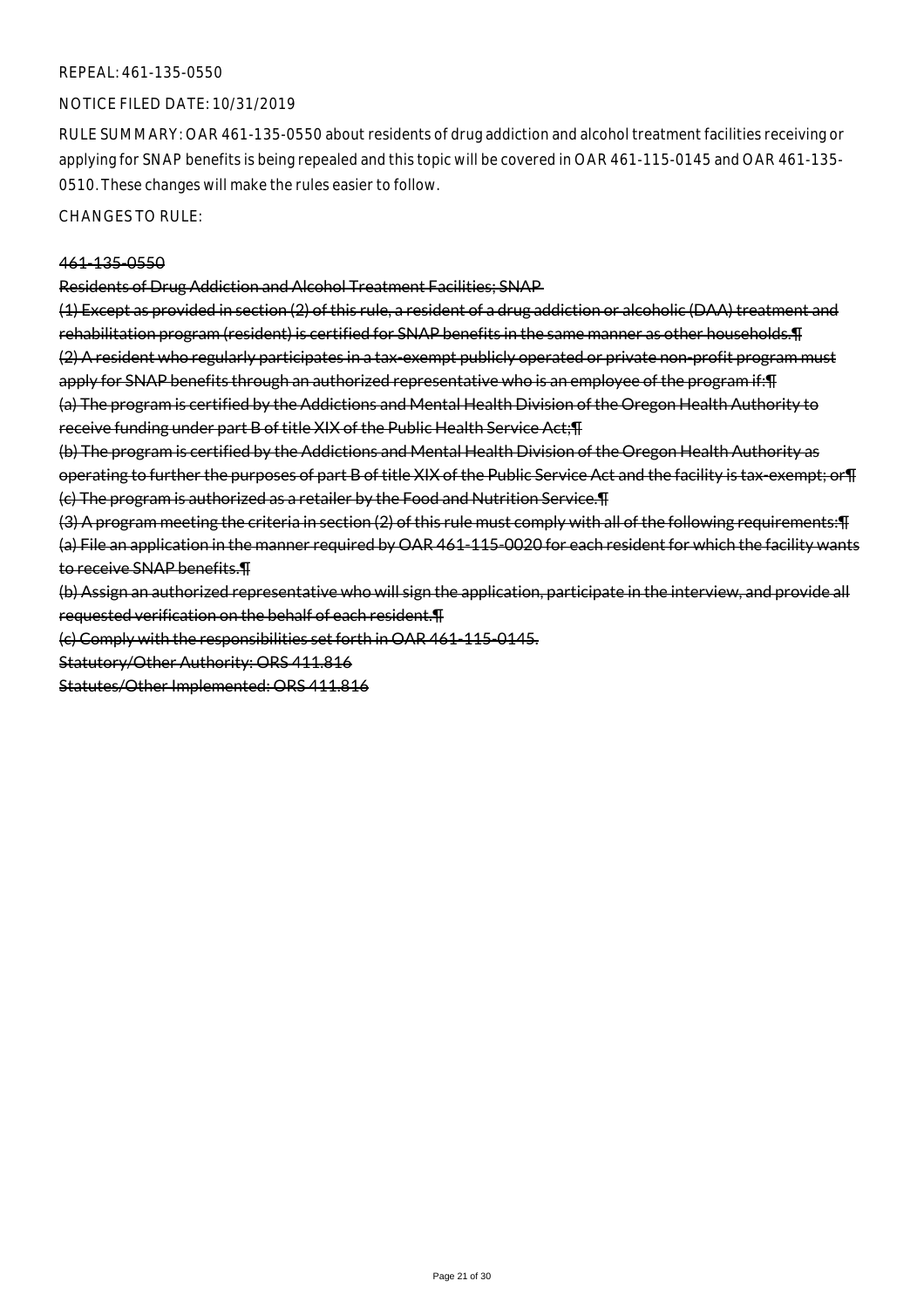REPEAL: 461-135-0550

NOTICE FILED DATE: 10/31/2019

RULE SUMMARY: OAR 461-135-0550 about residents of drug addiction and alcohol treatment facilities receiving or applying for SNAP benefits is being repealed and this topic will be covered in OAR 461-115-0145 and OAR 461-135-0510. These changes will make the rules easier to follow.

CHANGES TO RULE:

~~461-135-0550~~

~~Residents of Drug Addiction and Alcohol Treatment Facilities; SNAP~~

~~(1) Except as provided in section (2) of this rule, a resident of a drug addiction or alcoholic (DAA) treatment and rehabilitation program (resident) is certified for SNAP benefits in the same manner as other households.¶~~
~~(2) A resident who regularly participates in a tax-exempt publicly operated or private non-profit program must apply for SNAP benefits through an authorized representative who is an employee of the program if:¶~~
~~(a) The program is certified by the Addictions and Mental Health Division of the Oregon Health Authority to receive funding under part B of title XIX of the Public Health Service Act;¶~~
~~(b) The program is certified by the Addictions and Mental Health Division of the Oregon Health Authority as operating to further the purposes of part B of title XIX of the Public Service Act and the facility is tax-exempt; or¶~~
~~(c) The program is authorized as a retailer by the Food and Nutrition Service.¶~~
~~(3) A program meeting the criteria in section (2) of this rule must comply with all of the following requirements:¶~~
~~(a) File an application in the manner required by OAR 461-115-0020 for each resident for which the facility wants to receive SNAP benefits.¶~~
~~(b) Assign an authorized representative who will sign the application, participate in the interview, and provide all requested verification on the behalf of each resident.¶~~
~~(c) Comply with the responsibilities set forth in OAR 461-115-0145.~~

~~Statutory/Other Authority: ORS 411.816~~

~~Statutes/Other Implemented: ORS 411.816~~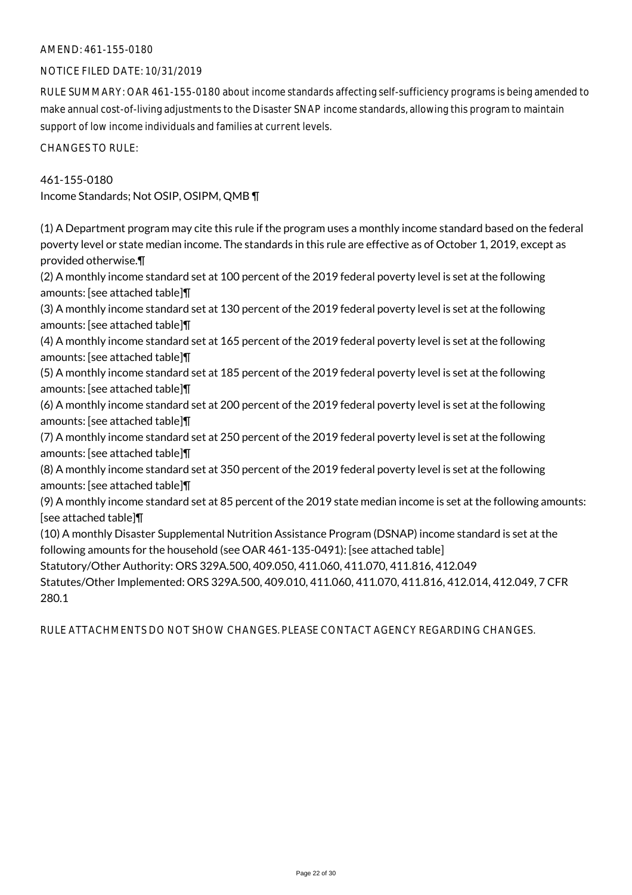AMEND: 461-155-0180

NOTICE FILED DATE: 10/31/2019

RULE SUMMARY: OAR 461-155-0180 about income standards affecting self-sufficiency programs is being amended to make annual cost-of-living adjustments to the Disaster SNAP income standards, allowing this program to maintain support of low income individuals and families at current levels.

CHANGES TO RULE:

461-155-0180
Income Standards; Not OSIP, OSIPM, QMB ¶

(1) A Department program may cite this rule if the program uses a monthly income standard based on the federal poverty level or state median income. The standards in this rule are effective as of October 1, 2019, except as provided otherwise.¶
(2) A monthly income standard set at 100 percent of the 2019 federal poverty level is set at the following amounts: [see attached table]¶
(3) A monthly income standard set at 130 percent of the 2019 federal poverty level is set at the following amounts: [see attached table]¶
(4) A monthly income standard set at 165 percent of the 2019 federal poverty level is set at the following amounts: [see attached table]¶
(5) A monthly income standard set at 185 percent of the 2019 federal poverty level is set at the following amounts: [see attached table]¶
(6) A monthly income standard set at 200 percent of the 2019 federal poverty level is set at the following amounts: [see attached table]¶
(7) A monthly income standard set at 250 percent of the 2019 federal poverty level is set at the following amounts: [see attached table]¶
(8) A monthly income standard set at 350 percent of the 2019 federal poverty level is set at the following amounts: [see attached table]¶
(9) A monthly income standard set at 85 percent of the 2019 state median income is set at the following amounts: [see attached table]¶
(10) A monthly Disaster Supplemental Nutrition Assistance Program (DSNAP) income standard is set at the following amounts for the household (see OAR 461-135-0491): [see attached table]
Statutory/Other Authority: ORS 329A.500, 409.050, 411.060, 411.070, 411.816, 412.049
Statutes/Other Implemented: ORS 329A.500, 409.010, 411.060, 411.070, 411.816, 412.014, 412.049, 7 CFR 280.1

RULE ATTACHMENTS DO NOT SHOW CHANGES. PLEASE CONTACT AGENCY REGARDING CHANGES.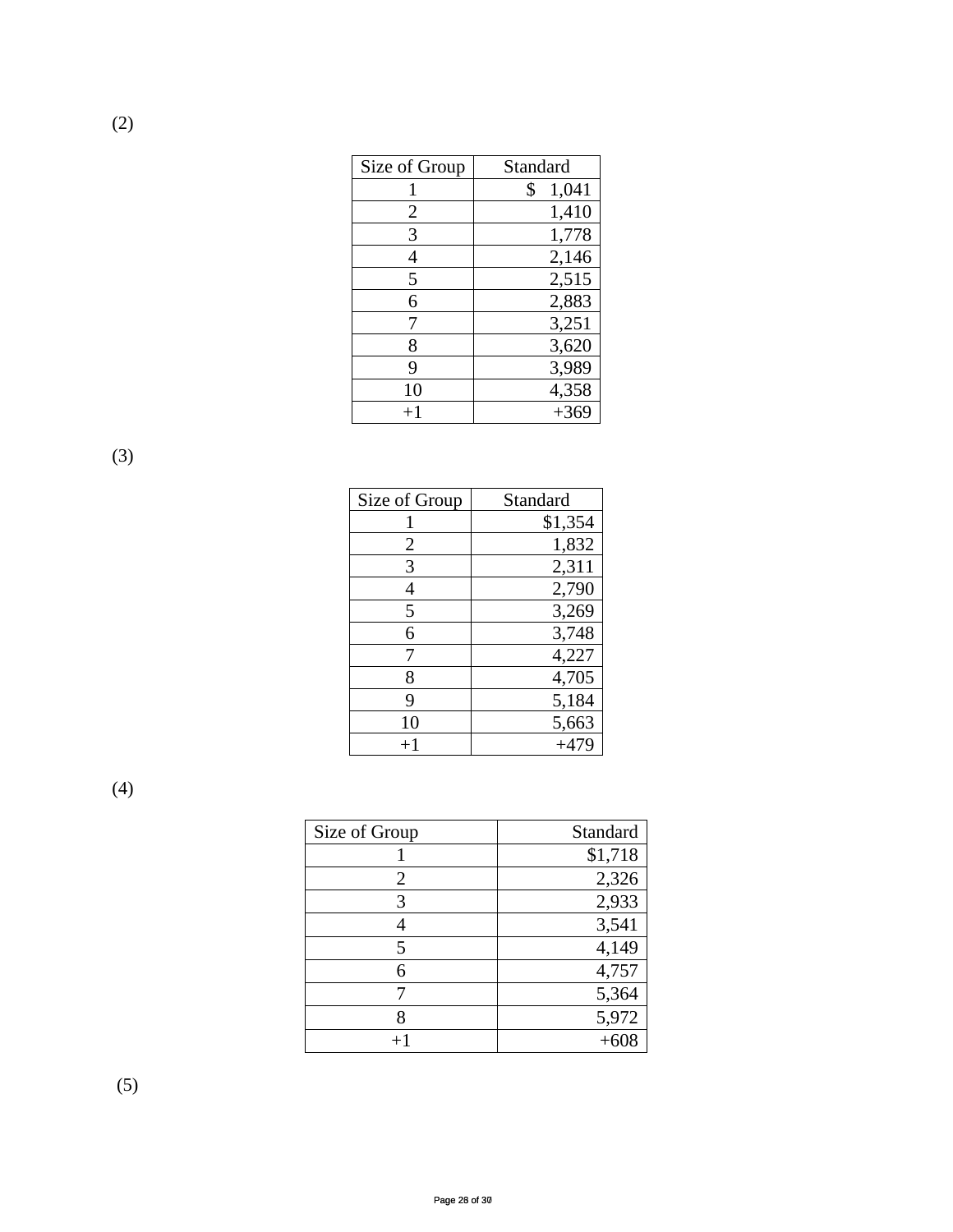(2)

| Size of Group | Standard |
| --- | --- |
| 1 | $ 1,041 |
| 2 | 1,410 |
| 3 | 1,778 |
| 4 | 2,146 |
| 5 | 2,515 |
| 6 | 2,883 |
| 7 | 3,251 |
| 8 | 3,620 |
| 9 | 3,989 |
| 10 | 4,358 |
| +1 | +369 |

(3)

| Size of Group | Standard |
| --- | --- |
| 1 | $1,354 |
| 2 | 1,832 |
| 3 | 2,311 |
| 4 | 2,790 |
| 5 | 3,269 |
| 6 | 3,748 |
| 7 | 4,227 |
| 8 | 4,705 |
| 9 | 5,184 |
| 10 | 5,663 |
| +1 | +479 |

(4)

| Size of Group | Standard |
| --- | --- |
| 1 | $1,718 |
| 2 | 2,326 |
| 3 | 2,933 |
| 4 | 3,541 |
| 5 | 4,149 |
| 6 | 4,757 |
| 7 | 5,364 |
| 8 | 5,972 |
| +1 | +608 |

(5)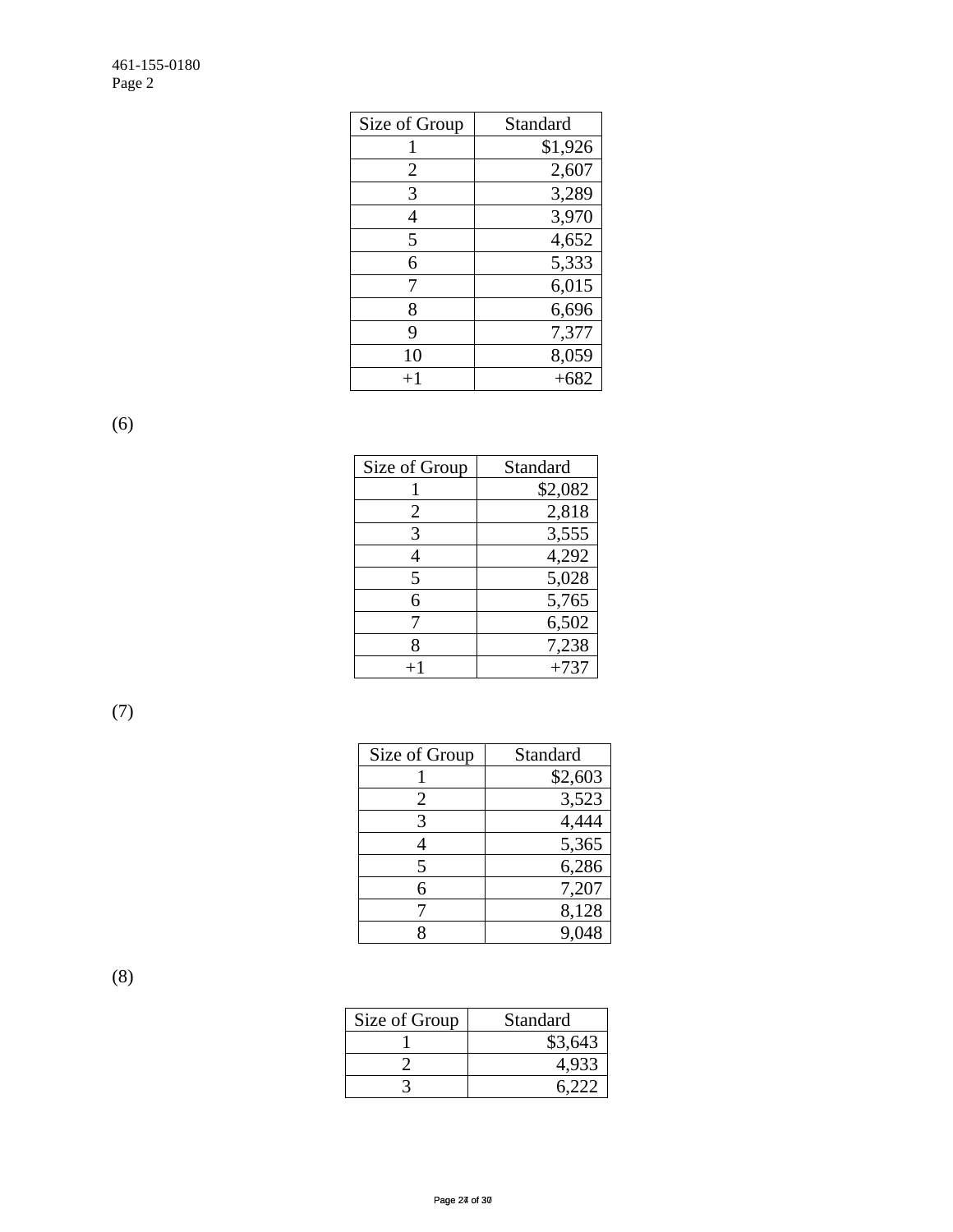| Size of Group | Standard |
|---|---|
| 1 | $1,926 |
| 2 | 2,607 |
| 3 | 3,289 |
| 4 | 3,970 |
| 5 | 4,652 |
| 6 | 5,333 |
| 7 | 6,015 |
| 8 | 6,696 |
| 9 | 7,377 |
| 10 | 8,059 |
| +1 | +682 |

(6)

| Size of Group | Standard |
|---|---|
| 1 | $2,082 |
| 2 | 2,818 |
| 3 | 3,555 |
| 4 | 4,292 |
| 5 | 5,028 |
| 6 | 5,765 |
| 7 | 6,502 |
| 8 | 7,238 |
| +1 | +737 |

(7)

| Size of Group | Standard |
|---|---|
| 1 | $2,603 |
| 2 | 3,523 |
| 3 | 4,444 |
| 4 | 5,365 |
| 5 | 6,286 |
| 6 | 7,207 |
| 7 | 8,128 |
| 8 | 9,048 |

(8)

| Size of Group | Standard |
|---|---|
| 1 | $3,643 |
| 2 | 4,933 |
| 3 | 6,222 |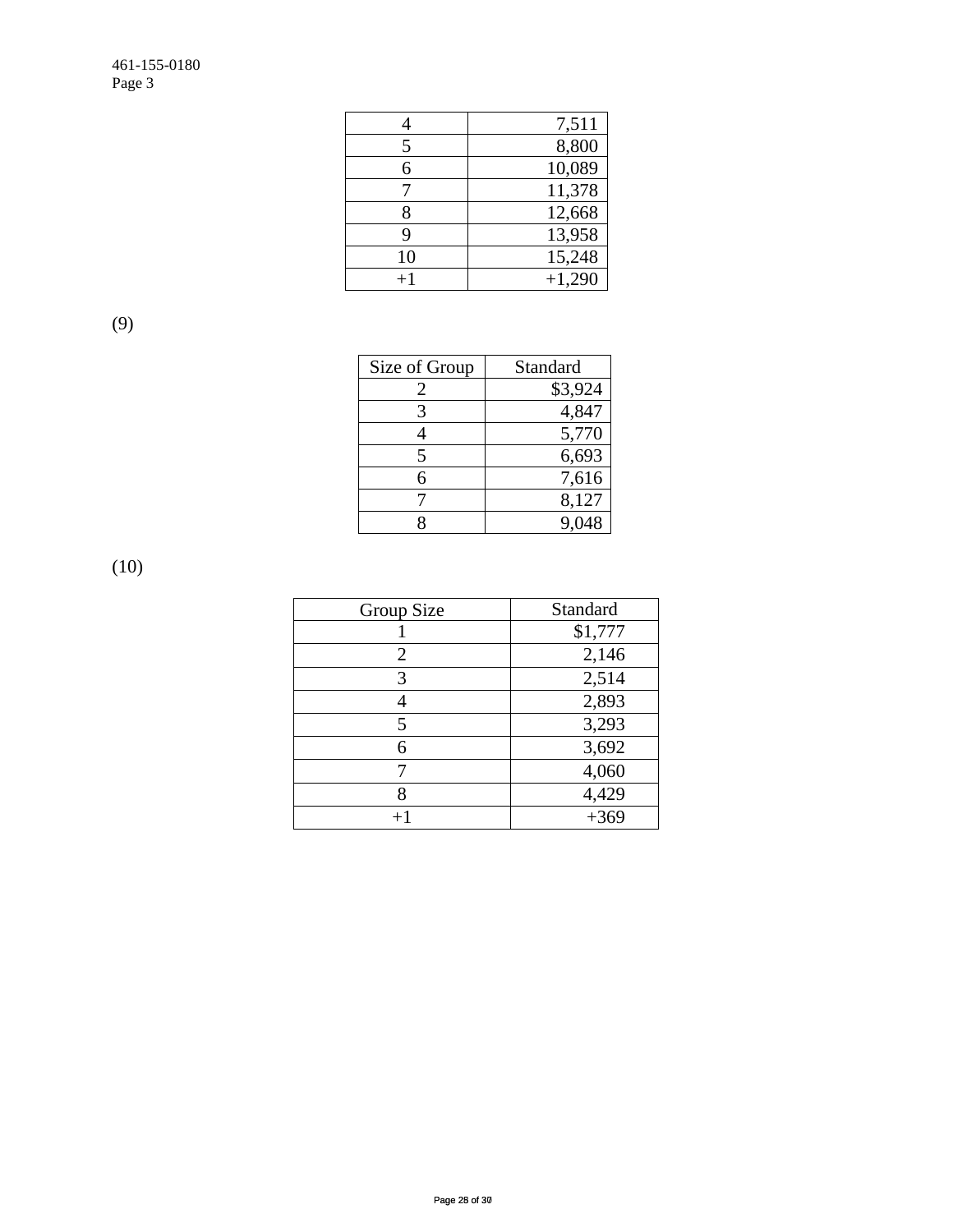| | |
|---|---|
| 4 | 7,511 |
| 5 | 8,800 |
| 6 | 10,089 |
| 7 | 11,378 |
| 8 | 12,668 |
| 9 | 13,958 |
| 10 | 15,248 |
| +1 | +1,290 |

(9)

| Size of Group | Standard |
|---|---|
| 2 | $3,924 |
| 3 | 4,847 |
| 4 | 5,770 |
| 5 | 6,693 |
| 6 | 7,616 |
| 7 | 8,127 |
| 8 | 9,048 |

(10)

| Group Size | Standard |
|---|---|
| 1 | $1,777 |
| 2 | 2,146 |
| 3 | 2,514 |
| 4 | 2,893 |
| 5 | 3,293 |
| 6 | 3,692 |
| 7 | 4,060 |
| 8 | 4,429 |
| +1 | +369 |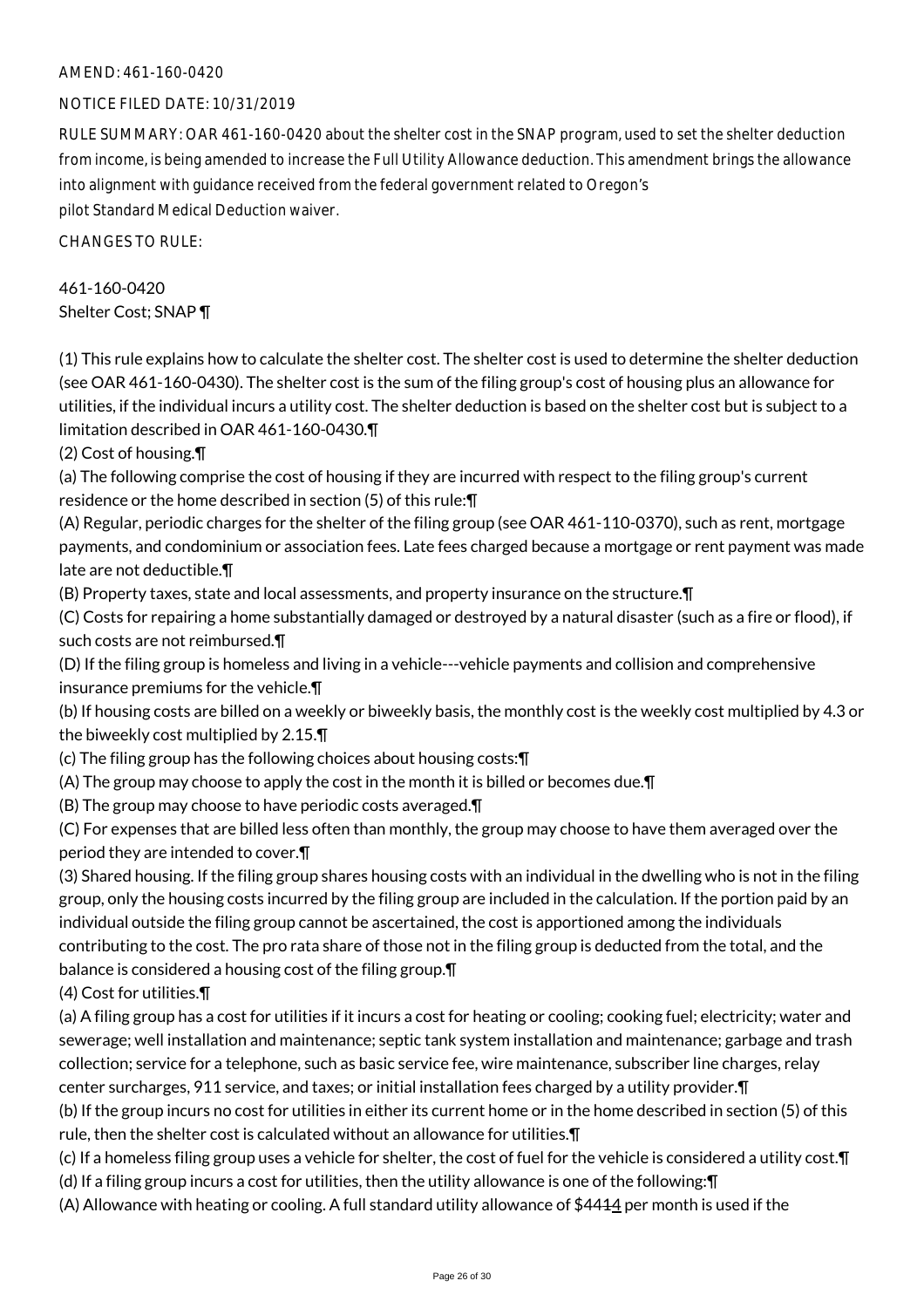AMEND: 461-160-0420

NOTICE FILED DATE: 10/31/2019

RULE SUMMARY: OAR 461-160-0420 about the shelter cost in the SNAP program, used to set the shelter deduction from income, is being amended to increase the Full Utility Allowance deduction. This amendment brings the allowance into alignment with guidance received from the federal government related to Oregon's pilot Standard Medical Deduction waiver.

CHANGES TO RULE:

461-160-0420
Shelter Cost; SNAP ¶

(1) This rule explains how to calculate the shelter cost. The shelter cost is used to determine the shelter deduction (see OAR 461-160-0430). The shelter cost is the sum of the filing group's cost of housing plus an allowance for utilities, if the individual incurs a utility cost. The shelter deduction is based on the shelter cost but is subject to a limitation described in OAR 461-160-0430.¶

(2) Cost of housing.¶

(a) The following comprise the cost of housing if they are incurred with respect to the filing group's current residence or the home described in section (5) of this rule:¶

(A) Regular, periodic charges for the shelter of the filing group (see OAR 461-110-0370), such as rent, mortgage payments, and condominium or association fees. Late fees charged because a mortgage or rent payment was made late are not deductible.¶

(B) Property taxes, state and local assessments, and property insurance on the structure.¶

(C) Costs for repairing a home substantially damaged or destroyed by a natural disaster (such as a fire or flood), if such costs are not reimbursed.¶

(D) If the filing group is homeless and living in a vehicle---vehicle payments and collision and comprehensive insurance premiums for the vehicle.¶

(b) If housing costs are billed on a weekly or biweekly basis, the monthly cost is the weekly cost multiplied by 4.3 or the biweekly cost multiplied by 2.15.¶

(c) The filing group has the following choices about housing costs:¶

(A) The group may choose to apply the cost in the month it is billed or becomes due.¶

(B) The group may choose to have periodic costs averaged.¶

(C) For expenses that are billed less often than monthly, the group may choose to have them averaged over the period they are intended to cover.¶

(3) Shared housing. If the filing group shares housing costs with an individual in the dwelling who is not in the filing group, only the housing costs incurred by the filing group are included in the calculation. If the portion paid by an individual outside the filing group cannot be ascertained, the cost is apportioned among the individuals contributing to the cost. The pro rata share of those not in the filing group is deducted from the total, and the balance is considered a housing cost of the filing group.¶

(4) Cost for utilities.¶

(a) A filing group has a cost for utilities if it incurs a cost for heating or cooling; cooking fuel; electricity; water and sewerage; well installation and maintenance; septic tank system installation and maintenance; garbage and trash collection; service for a telephone, such as basic service fee, wire maintenance, subscriber line charges, relay center surcharges, 911 service, and taxes; or initial installation fees charged by a utility provider.¶

(b) If the group incurs no cost for utilities in either its current home or in the home described in section (5) of this rule, then the shelter cost is calculated without an allowance for utilities.¶

(c) If a homeless filing group uses a vehicle for shelter, the cost of fuel for the vehicle is considered a utility cost.¶

(d) If a filing group incurs a cost for utilities, then the utility allowance is one of the following:¶

(A) Allowance with heating or cooling. A full standard utility allowance of $44~~1~~4 per month is used if the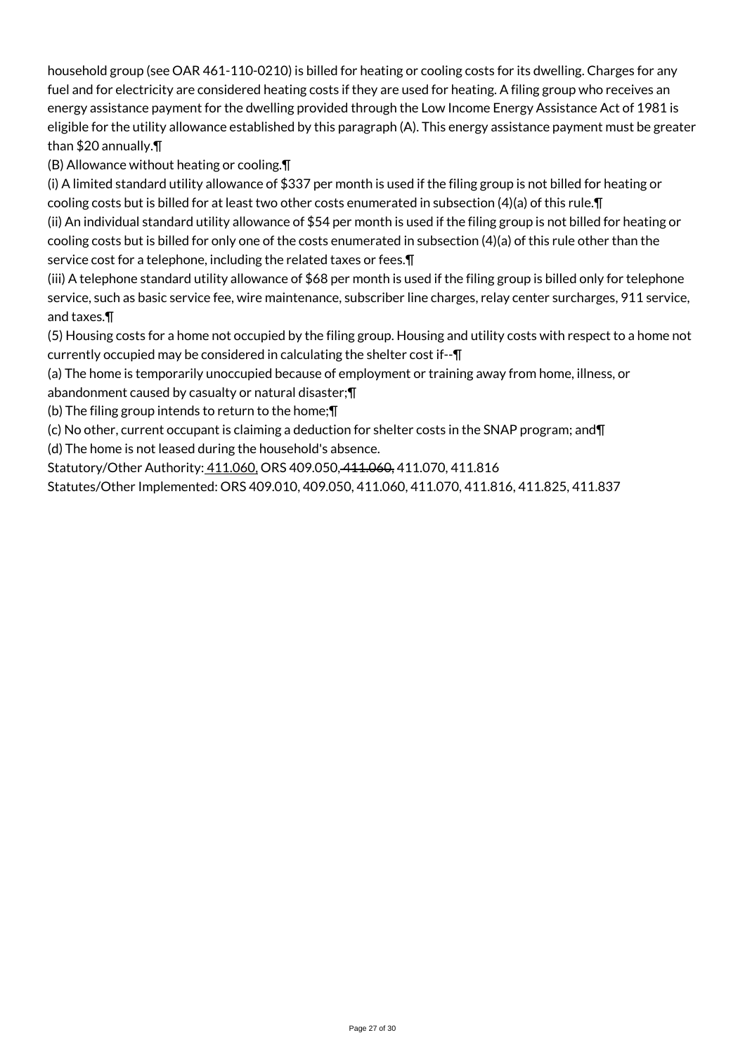household group (see OAR 461-110-0210) is billed for heating or cooling costs for its dwelling. Charges for any fuel and for electricity are considered heating costs if they are used for heating. A filing group who receives an energy assistance payment for the dwelling provided through the Low Income Energy Assistance Act of 1981 is eligible for the utility allowance established by this paragraph (A). This energy assistance payment must be greater than $20 annually.¶

(B) Allowance without heating or cooling.¶

(i) A limited standard utility allowance of $337 per month is used if the filing group is not billed for heating or cooling costs but is billed for at least two other costs enumerated in subsection (4)(a) of this rule.¶

(ii) An individual standard utility allowance of $54 per month is used if the filing group is not billed for heating or cooling costs but is billed for only one of the costs enumerated in subsection (4)(a) of this rule other than the service cost for a telephone, including the related taxes or fees.¶

(iii) A telephone standard utility allowance of $68 per month is used if the filing group is billed only for telephone service, such as basic service fee, wire maintenance, subscriber line charges, relay center surcharges, 911 service, and taxes.¶

(5) Housing costs for a home not occupied by the filing group. Housing and utility costs with respect to a home not currently occupied may be considered in calculating the shelter cost if--¶

(a) The home is temporarily unoccupied because of employment or training away from home, illness, or abandonment caused by casualty or natural disaster;¶

(b) The filing group intends to return to the home;¶

(c) No other, current occupant is claiming a deduction for shelter costs in the SNAP program; and¶

(d) The home is not leased during the household's absence.

Statutory/Other Authority: 411.060, ORS 409.050, ~~411.060,~~ 411.070, 411.816

Statutes/Other Implemented: ORS 409.010, 409.050, 411.060, 411.070, 411.816, 411.825, 411.837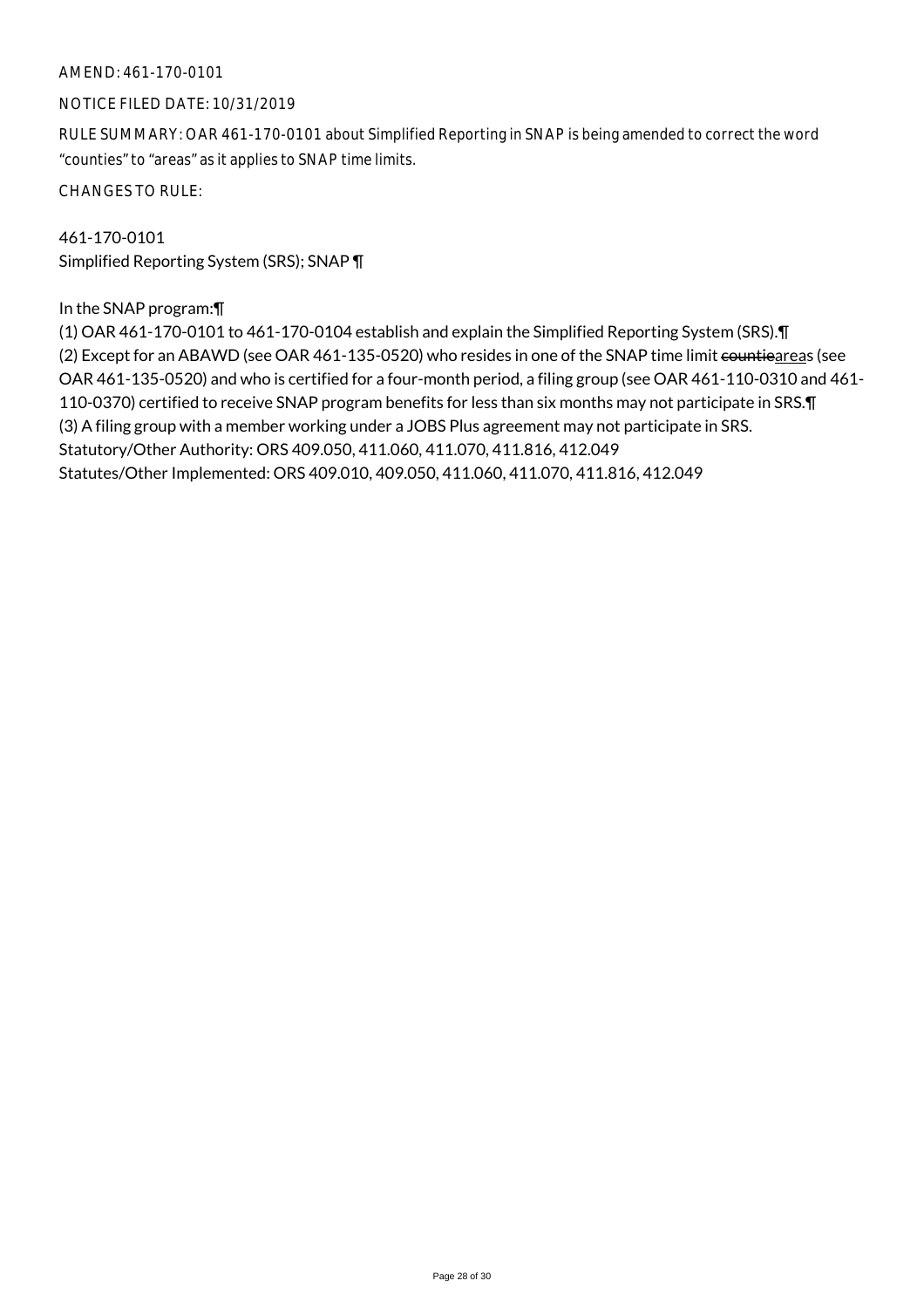AMEND: 461-170-0101

NOTICE FILED DATE: 10/31/2019

RULE SUMMARY: OAR 461-170-0101 about Simplified Reporting in SNAP is being amended to correct the word "counties" to "areas" as it applies to SNAP time limits.

CHANGES TO RULE:

461-170-0101
Simplified Reporting System (SRS); SNAP ¶

In the SNAP program:¶
(1) OAR 461-170-0101 to 461-170-0104 establish and explain the Simplified Reporting System (SRS).¶
(2) Except for an ABAWD (see OAR 461-135-0520) who resides in one of the SNAP time limit ~~countie~~areas (see OAR 461-135-0520) and who is certified for a four-month period, a filing group (see OAR 461-110-0310 and 461-110-0370) certified to receive SNAP program benefits for less than six months may not participate in SRS.¶
(3) A filing group with a member working under a JOBS Plus agreement may not participate in SRS.
Statutory/Other Authority: ORS 409.050, 411.060, 411.070, 411.816, 412.049
Statutes/Other Implemented: ORS 409.010, 409.050, 411.060, 411.070, 411.816, 412.049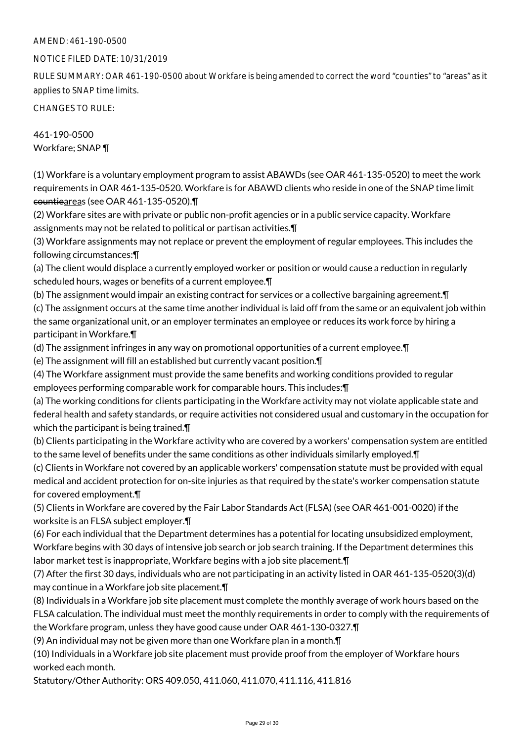AMEND: 461-190-0500

NOTICE FILED DATE: 10/31/2019

RULE SUMMARY: OAR 461-190-0500 about Workfare is being amended to correct the word "counties" to "areas" as it applies to SNAP time limits.

CHANGES TO RULE:

461-190-0500
Workfare; SNAP ¶

(1) Workfare is a voluntary employment program to assist ABAWDs (see OAR 461-135-0520) to meet the work requirements in OAR 461-135-0520. Workfare is for ABAWD clients who reside in one of the SNAP time limit ~~countie~~areas (see OAR 461-135-0520).¶
(2) Workfare sites are with private or public non-profit agencies or in a public service capacity. Workfare assignments may not be related to political or partisan activities.¶
(3) Workfare assignments may not replace or prevent the employment of regular employees. This includes the following circumstances:¶
(a) The client would displace a currently employed worker or position or would cause a reduction in regularly scheduled hours, wages or benefits of a current employee.¶
(b) The assignment would impair an existing contract for services or a collective bargaining agreement.¶
(c) The assignment occurs at the same time another individual is laid off from the same or an equivalent job within the same organizational unit, or an employer terminates an employee or reduces its work force by hiring a participant in Workfare.¶
(d) The assignment infringes in any way on promotional opportunities of a current employee.¶
(e) The assignment will fill an established but currently vacant position.¶
(4) The Workfare assignment must provide the same benefits and working conditions provided to regular employees performing comparable work for comparable hours. This includes:¶
(a) The working conditions for clients participating in the Workfare activity may not violate applicable state and federal health and safety standards, or require activities not considered usual and customary in the occupation for which the participant is being trained.¶
(b) Clients participating in the Workfare activity who are covered by a workers' compensation system are entitled to the same level of benefits under the same conditions as other individuals similarly employed.¶
(c) Clients in Workfare not covered by an applicable workers' compensation statute must be provided with equal medical and accident protection for on-site injuries as that required by the state's worker compensation statute for covered employment.¶
(5) Clients in Workfare are covered by the Fair Labor Standards Act (FLSA) (see OAR 461-001-0020) if the worksite is an FLSA subject employer.¶
(6) For each individual that the Department determines has a potential for locating unsubsidized employment, Workfare begins with 30 days of intensive job search or job search training. If the Department determines this labor market test is inappropriate, Workfare begins with a job site placement.¶
(7) After the first 30 days, individuals who are not participating in an activity listed in OAR 461-135-0520(3)(d) may continue in a Workfare job site placement.¶
(8) Individuals in a Workfare job site placement must complete the monthly average of work hours based on the FLSA calculation. The individual must meet the monthly requirements in order to comply with the requirements of the Workfare program, unless they have good cause under OAR 461-130-0327.¶
(9) An individual may not be given more than one Workfare plan in a month.¶
(10) Individuals in a Workfare job site placement must provide proof from the employer of Workfare hours worked each month.
Statutory/Other Authority: ORS 409.050, 411.060, 411.070, 411.116, 411.816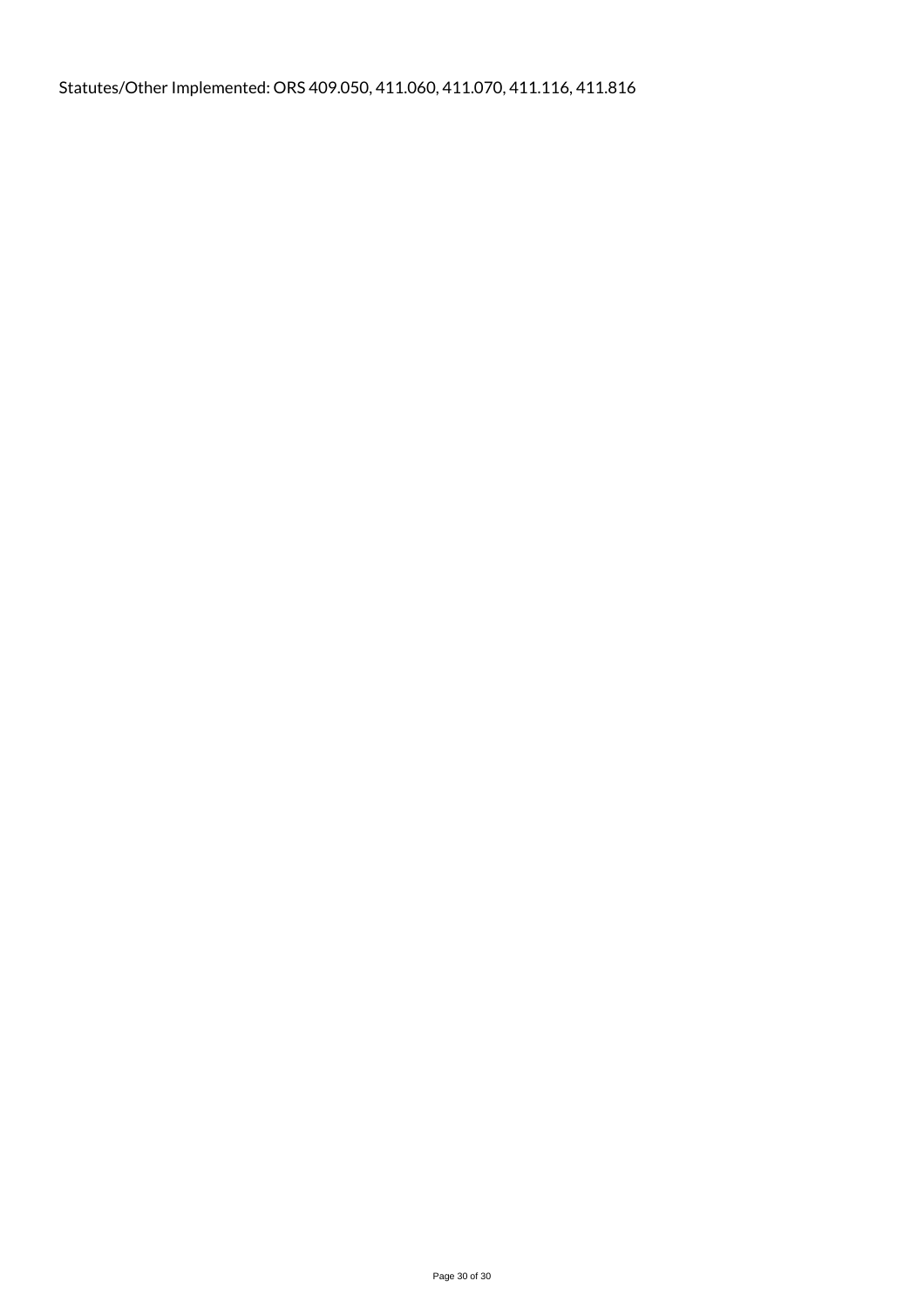Statutes/Other Implemented: ORS 409.050, 411.060, 411.070, 411.116, 411.816